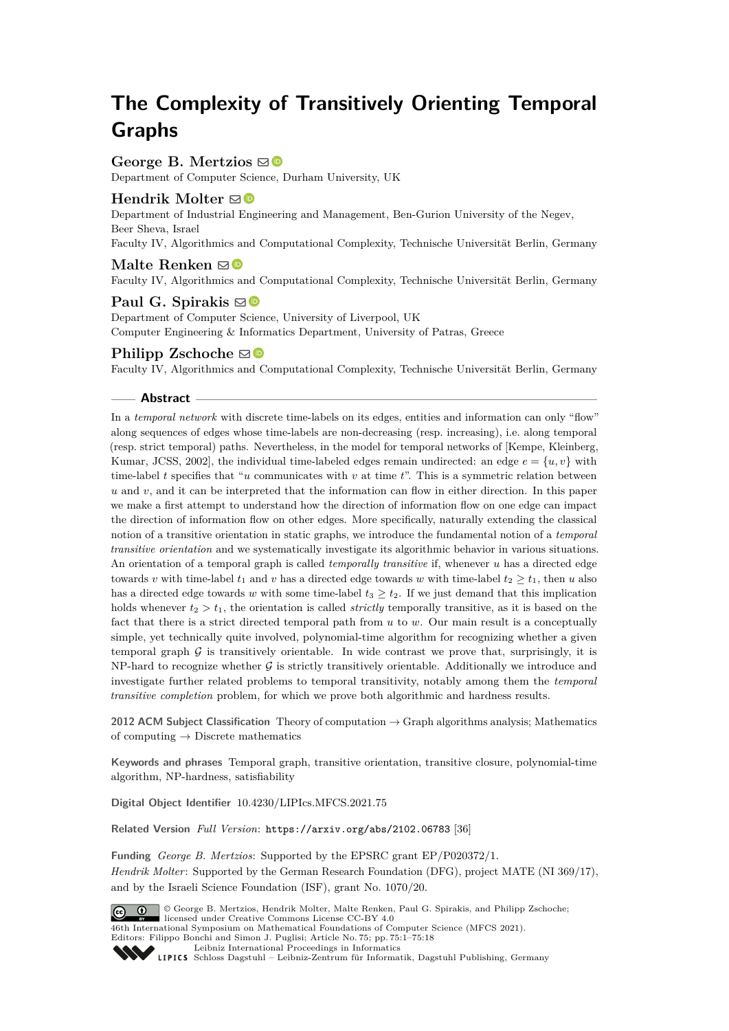# The Complexity of Transitively Orienting Temporal Graphs

**George B. Mertzios**
Department of Computer Science, Durham University, UK

**Hendrik Molter**
Department of Industrial Engineering and Management, Ben-Gurion University of the Negev, Beer Sheva, Israel
Faculty IV, Algorithmics and Computational Complexity, Technische Universität Berlin, Germany

**Malte Renken**
Faculty IV, Algorithmics and Computational Complexity, Technische Universität Berlin, Germany

**Paul G. Spirakis**
Department of Computer Science, University of Liverpool, UK
Computer Engineering & Informatics Department, University of Patras, Greece

**Philipp Zschoche**
Faculty IV, Algorithmics and Computational Complexity, Technische Universität Berlin, Germany

## Abstract

In a *temporal network* with discrete time-labels on its edges, entities and information can only "flow" along sequences of edges whose time-labels are non-decreasing (resp. increasing), i.e. along temporal (resp. strict temporal) paths. Nevertheless, in the model for temporal networks of [Kempe, Kleinberg, Kumar, JCSS, 2002], the individual time-labeled edges remain undirected: an edge $e = \{u, v\}$ with time-label $t$ specifies that "$u$ communicates with $v$ at time $t$". This is a symmetric relation between $u$ and $v$, and it can be interpreted that the information can flow in either direction. In this paper we make a first attempt to understand how the direction of information flow on one edge can impact the direction of information flow on other edges. More specifically, naturally extending the classical notion of a transitive orientation in static graphs, we introduce the fundamental notion of a *temporal transitive orientation* and we systematically investigate its algorithmic behavior in various situations. An orientation of a temporal graph is called *temporally transitive* if, whenever $u$ has a directed edge towards $v$ with time-label $t_1$ and $v$ has a directed edge towards $w$ with time-label $t_2 \geq t_1$, then $u$ also has a directed edge towards $w$ with some time-label $t_3 \geq t_2$. If we just demand that this implication holds whenever $t_2 > t_1$, the orientation is called *strictly* temporally transitive, as it is based on the fact that there is a strict directed temporal path from $u$ to $w$. Our main result is a conceptually simple, yet technically quite involved, polynomial-time algorithm for recognizing whether a given temporal graph $\mathcal{G}$ is transitively orientable. In wide contrast we prove that, surprisingly, it is NP-hard to recognize whether $\mathcal{G}$ is strictly transitively orientable. Additionally we introduce and investigate further related problems to temporal transitivity, notably among them the *temporal transitive completion* problem, for which we prove both algorithmic and hardness results.

**2012 ACM Subject Classification** Theory of computation → Graph algorithms analysis; Mathematics of computing → Discrete mathematics

**Keywords and phrases** Temporal graph, transitive orientation, transitive closure, polynomial-time algorithm, NP-hardness, satisfiability

**Digital Object Identifier** 10.4230/LIPIcs.MFCS.2021.75

**Related Version** *Full Version*: https://arxiv.org/abs/2102.06783 [36]

**Funding** *George B. Mertzios*: Supported by the EPSRC grant EP/P020372/1.
*Hendrik Molter*: Supported by the German Research Foundation (DFG), project MATE (NI 369/17), and by the Israeli Science Foundation (ISF), grant No. 1070/20.

© George B. Mertzios, Hendrik Molter, Malte Renken, Paul G. Spirakis, and Philipp Zschoche; licensed under Creative Commons License CC-BY 4.0
46th International Symposium on Mathematical Foundations of Computer Science (MFCS 2021).
Editors: Filippo Bonchi and Simon J. Puglisi; Article No. 75; pp. 75:1–75:18
Leibniz International Proceedings in Informatics
Schloss Dagstuhl – Leibniz-Zentrum für Informatik, Dagstuhl Publishing, Germany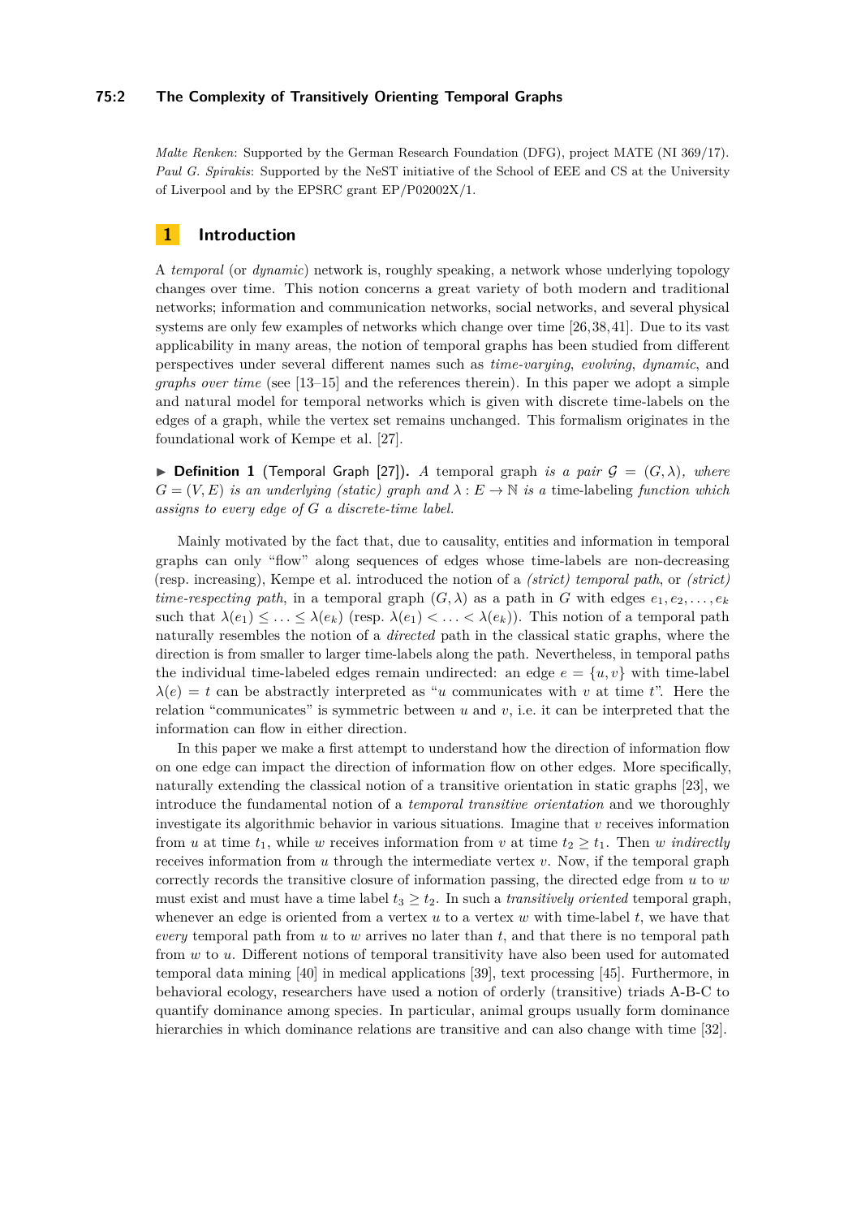*Malte Renken*: Supported by the German Research Foundation (DFG), project MATE (NI 369/17).
*Paul G. Spirakis*: Supported by the NeST initiative of the School of EEE and CS at the University of Liverpool and by the EPSRC grant EP/P02002X/1.

## 1 Introduction

A *temporal* (or *dynamic*) network is, roughly speaking, a network whose underlying topology changes over time. This notion concerns a great variety of both modern and traditional networks; information and communication networks, social networks, and several physical systems are only few examples of networks which change over time [26,38,41]. Due to its vast applicability in many areas, the notion of temporal graphs has been studied from different perspectives under several different names such as *time-varying*, *evolving*, *dynamic*, and *graphs over time* (see [13–15] and the references therein). In this paper we adopt a simple and natural model for temporal networks which is given with discrete time-labels on the edges of a graph, while the vertex set remains unchanged. This formalism originates in the foundational work of Kempe et al. [27].

▶ **Definition 1** (Temporal Graph [27]). *A* temporal graph *is a pair* $\mathcal{G} = (G, \lambda)$*, where* $G = (V, E)$ *is an underlying (static) graph and* $\lambda : E \to \mathbb{N}$ *is a* time-labeling *function which assigns to every edge of* $G$ *a discrete-time label.*

Mainly motivated by the fact that, due to causality, entities and information in temporal graphs can only "flow" along sequences of edges whose time-labels are non-decreasing (resp. increasing), Kempe et al. introduced the notion of a *(strict) temporal path*, or *(strict) time-respecting path*, in a temporal graph $(G, \lambda)$ as a path in $G$ with edges $e_1, e_2, \ldots, e_k$ such that $\lambda(e_1) \leq \ldots \leq \lambda(e_k)$ (resp. $\lambda(e_1) < \ldots < \lambda(e_k)$). This notion of a temporal path naturally resembles the notion of a *directed* path in the classical static graphs, where the direction is from smaller to larger time-labels along the path. Nevertheless, in temporal paths the individual time-labeled edges remain undirected: an edge $e = \{u, v\}$ with time-label $\lambda(e) = t$ can be abstractly interpreted as "$u$ communicates with $v$ at time $t$". Here the relation "communicates" is symmetric between $u$ and $v$, i.e. it can be interpreted that the information can flow in either direction.

In this paper we make a first attempt to understand how the direction of information flow on one edge can impact the direction of information flow on other edges. More specifically, naturally extending the classical notion of a transitive orientation in static graphs [23], we introduce the fundamental notion of a *temporal transitive orientation* and we thoroughly investigate its algorithmic behavior in various situations. Imagine that $v$ receives information from $u$ at time $t_1$, while $w$ receives information from $v$ at time $t_2 \geq t_1$. Then $w$ *indirectly* receives information from $u$ through the intermediate vertex $v$. Now, if the temporal graph correctly records the transitive closure of information passing, the directed edge from $u$ to $w$ must exist and must have a time label $t_3 \geq t_2$. In such a *transitively oriented* temporal graph, whenever an edge is oriented from a vertex $u$ to a vertex $w$ with time-label $t$, we have that *every* temporal path from $u$ to $w$ arrives no later than $t$, and that there is no temporal path from $w$ to $u$. Different notions of temporal transitivity have also been used for automated temporal data mining [40] in medical applications [39], text processing [45]. Furthermore, in behavioral ecology, researchers have used a notion of orderly (transitive) triads A-B-C to quantify dominance among species. In particular, animal groups usually form dominance hierarchies in which dominance relations are transitive and can also change with time [32].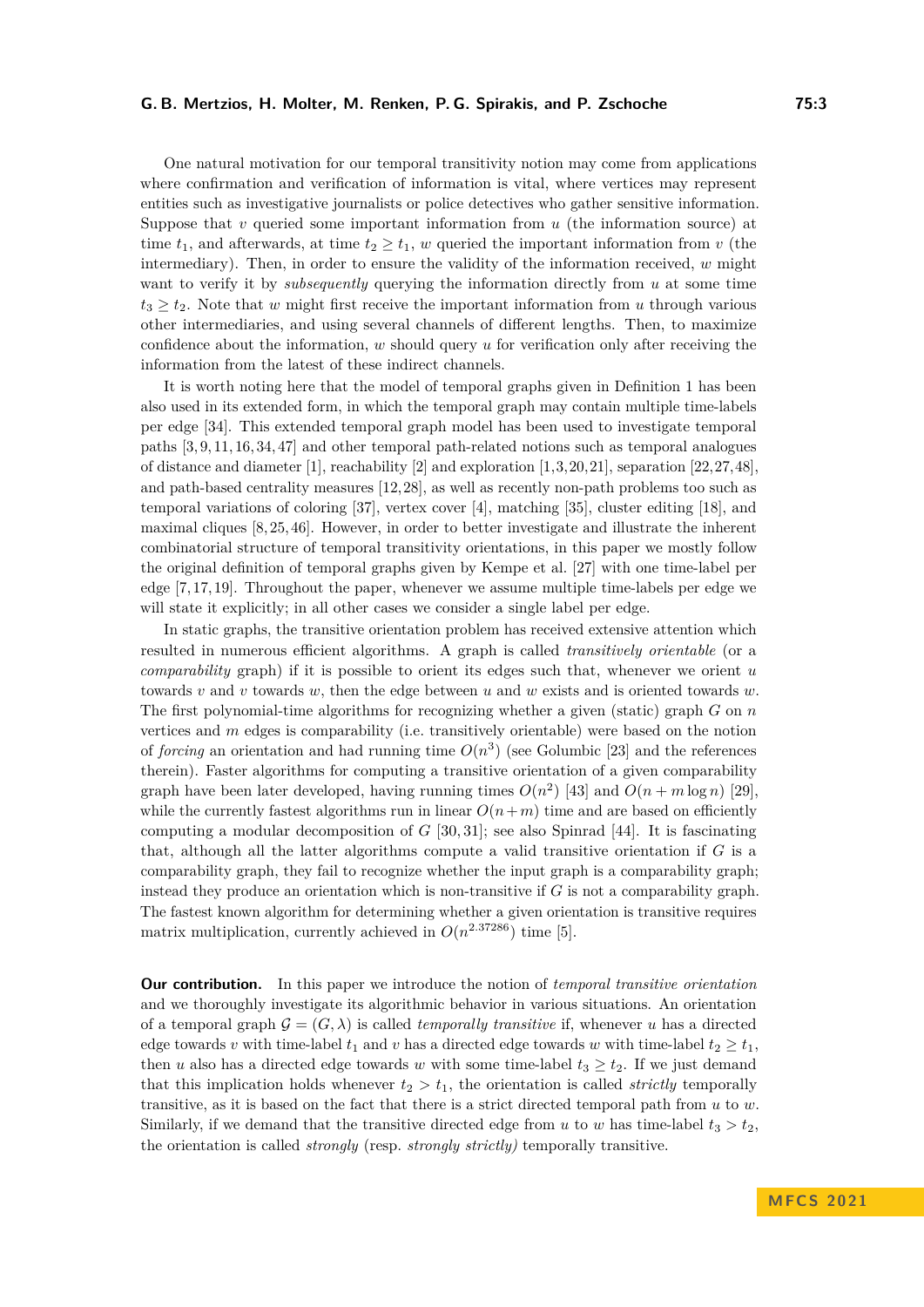One natural motivation for our temporal transitivity notion may come from applications where confirmation and verification of information is vital, where vertices may represent entities such as investigative journalists or police detectives who gather sensitive information. Suppose that $v$ queried some important information from $u$ (the information source) at time $t_1$, and afterwards, at time $t_2 \geq t_1$, $w$ queried the important information from $v$ (the intermediary). Then, in order to ensure the validity of the information received, $w$ might want to verify it by *subsequently* querying the information directly from $u$ at some time $t_3 \geq t_2$. Note that $w$ might first receive the important information from $u$ through various other intermediaries, and using several channels of different lengths. Then, to maximize confidence about the information, $w$ should query $u$ for verification only after receiving the information from the latest of these indirect channels.

It is worth noting here that the model of temporal graphs given in Definition 1 has been also used in its extended form, in which the temporal graph may contain multiple time-labels per edge [34]. This extended temporal graph model has been used to investigate temporal paths [3, 9, 11, 16, 34, 47] and other temporal path-related notions such as temporal analogues of distance and diameter [1], reachability [2] and exploration [1, 3, 20, 21], separation [22, 27, 48], and path-based centrality measures [12, 28], as well as recently non-path problems too such as temporal variations of coloring [37], vertex cover [4], matching [35], cluster editing [18], and maximal cliques [8, 25, 46]. However, in order to better investigate and illustrate the inherent combinatorial structure of temporal transitivity orientations, in this paper we mostly follow the original definition of temporal graphs given by Kempe et al. [27] with one time-label per edge [7, 17, 19]. Throughout the paper, whenever we assume multiple time-labels per edge we will state it explicitly; in all other cases we consider a single label per edge.

In static graphs, the transitive orientation problem has received extensive attention which resulted in numerous efficient algorithms. A graph is called *transitively orientable* (or a *comparability* graph) if it is possible to orient its edges such that, whenever we orient $u$ towards $v$ and $v$ towards $w$, then the edge between $u$ and $w$ exists and is oriented towards $w$. The first polynomial-time algorithms for recognizing whether a given (static) graph $G$ on $n$ vertices and $m$ edges is comparability (i.e. transitively orientable) were based on the notion of *forcing* an orientation and had running time $O(n^3)$ (see Golumbic [23] and the references therein). Faster algorithms for computing a transitive orientation of a given comparability graph have been later developed, having running times $O(n^2)$ [43] and $O(n + m \log n)$ [29], while the currently fastest algorithms run in linear $O(n+m)$ time and are based on efficiently computing a modular decomposition of $G$ [30, 31]; see also Spinrad [44]. It is fascinating that, although all the latter algorithms compute a valid transitive orientation if $G$ is a comparability graph, they fail to recognize whether the input graph is a comparability graph; instead they produce an orientation which is non-transitive if $G$ is not a comparability graph. The fastest known algorithm for determining whether a given orientation is transitive requires matrix multiplication, currently achieved in $O(n^{2.37286})$ time [5].

**Our contribution.** In this paper we introduce the notion of *temporal transitive orientation* and we thoroughly investigate its algorithmic behavior in various situations. An orientation of a temporal graph $\mathcal{G} = (G, \lambda)$ is called *temporally transitive* if, whenever $u$ has a directed edge towards $v$ with time-label $t_1$ and $v$ has a directed edge towards $w$ with time-label $t_2 \geq t_1$, then $u$ also has a directed edge towards $w$ with some time-label $t_3 \geq t_2$. If we just demand that this implication holds whenever $t_2 > t_1$, the orientation is called *strictly* temporally transitive, as it is based on the fact that there is a strict directed temporal path from $u$ to $w$. Similarly, if we demand that the transitive directed edge from $u$ to $w$ has time-label $t_3 > t_2$, the orientation is called *strongly* (resp. *strongly strictly)* temporally transitive.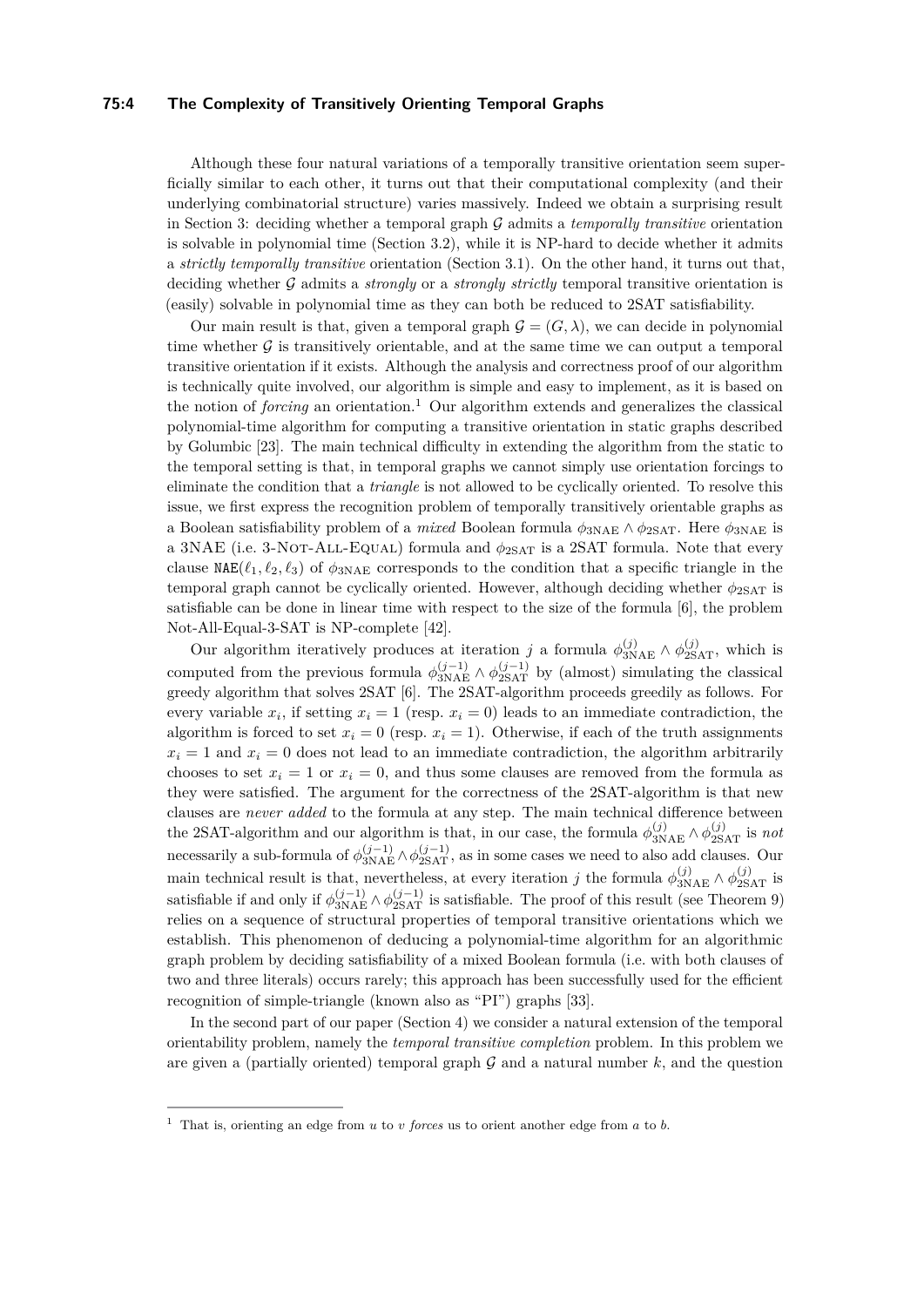Although these four natural variations of a temporally transitive orientation seem superficially similar to each other, it turns out that their computational complexity (and their underlying combinatorial structure) varies massively. Indeed we obtain a surprising result in Section 3: deciding whether a temporal graph $\mathcal{G}$ admits a *temporally transitive* orientation is solvable in polynomial time (Section 3.2), while it is NP-hard to decide whether it admits a *strictly temporally transitive* orientation (Section 3.1). On the other hand, it turns out that, deciding whether $\mathcal{G}$ admits a *strongly* or a *strongly strictly* temporal transitive orientation is (easily) solvable in polynomial time as they can both be reduced to 2SAT satisfiability.

Our main result is that, given a temporal graph $\mathcal{G} = (G, \lambda)$, we can decide in polynomial time whether $\mathcal{G}$ is transitively orientable, and at the same time we can output a temporal transitive orientation if it exists. Although the analysis and correctness proof of our algorithm is technically quite involved, our algorithm is simple and easy to implement, as it is based on the notion of *forcing* an orientation.[1] Our algorithm extends and generalizes the classical polynomial-time algorithm for computing a transitive orientation in static graphs described by Golumbic [23]. The main technical difficulty in extending the algorithm from the static to the temporal setting is that, in temporal graphs we cannot simply use orientation forcings to eliminate the condition that a *triangle* is not allowed to be cyclically oriented. To resolve this issue, we first express the recognition problem of temporally transitively orientable graphs as a Boolean satisfiability problem of a *mixed* Boolean formula $\phi_{3\text{NAE}} \wedge \phi_{2\text{SAT}}$. Here $\phi_{3\text{NAE}}$ is a 3NAE (i.e. 3-Not-All-Equal) formula and $\phi_{2\text{SAT}}$ is a 2SAT formula. Note that every clause $\texttt{NAE}(\ell_1, \ell_2, \ell_3)$ of $\phi_{3\text{NAE}}$ corresponds to the condition that a specific triangle in the temporal graph cannot be cyclically oriented. However, although deciding whether $\phi_{2\text{SAT}}$ is satisfiable can be done in linear time with respect to the size of the formula [6], the problem Not-All-Equal-3-SAT is NP-complete [42].

Our algorithm iteratively produces at iteration $j$ a formula $\phi_{3\text{NAE}}^{(j)} \wedge \phi_{2\text{SAT}}^{(j)}$, which is computed from the previous formula $\phi_{3\text{NAE}}^{(j-1)} \wedge \phi_{2\text{SAT}}^{(j-1)}$ by (almost) simulating the classical greedy algorithm that solves 2SAT [6]. The 2SAT-algorithm proceeds greedily as follows. For every variable $x_i$, if setting $x_i = 1$ (resp. $x_i = 0$) leads to an immediate contradiction, the algorithm is forced to set $x_i = 0$ (resp. $x_i = 1$). Otherwise, if each of the truth assignments $x_i = 1$ and $x_i = 0$ does not lead to an immediate contradiction, the algorithm arbitrarily chooses to set $x_i = 1$ or $x_i = 0$, and thus some clauses are removed from the formula as they were satisfied. The argument for the correctness of the 2SAT-algorithm is that new clauses are *never added* to the formula at any step. The main technical difference between the 2SAT-algorithm and our algorithm is that, in our case, the formula $\phi_{3\text{NAE}}^{(j)} \wedge \phi_{2\text{SAT}}^{(j)}$ is *not* necessarily a sub-formula of $\phi_{3\text{NAE}}^{(j-1)} \wedge \phi_{2\text{SAT}}^{(j-1)}$, as in some cases we need to also add clauses. Our main technical result is that, nevertheless, at every iteration $j$ the formula $\phi_{3\text{NAE}}^{(j)} \wedge \phi_{2\text{SAT}}^{(j)}$ is satisfiable if and only if $\phi_{3\text{NAE}}^{(j-1)} \wedge \phi_{2\text{SAT}}^{(j-1)}$ is satisfiable. The proof of this result (see Theorem 9) relies on a sequence of structural properties of temporal transitive orientations which we establish. This phenomenon of deducing a polynomial-time algorithm for an algorithmic graph problem by deciding satisfiability of a mixed Boolean formula (i.e. with both clauses of two and three literals) occurs rarely; this approach has been successfully used for the efficient recognition of simple-triangle (known also as "PI") graphs [33].

In the second part of our paper (Section 4) we consider a natural extension of the temporal orientability problem, namely the *temporal transitive completion* problem. In this problem we are given a (partially oriented) temporal graph $\mathcal{G}$ and a natural number $k$, and the question

[1] That is, orienting an edge from $u$ to $v$ *forces* us to orient another edge from $a$ to $b$.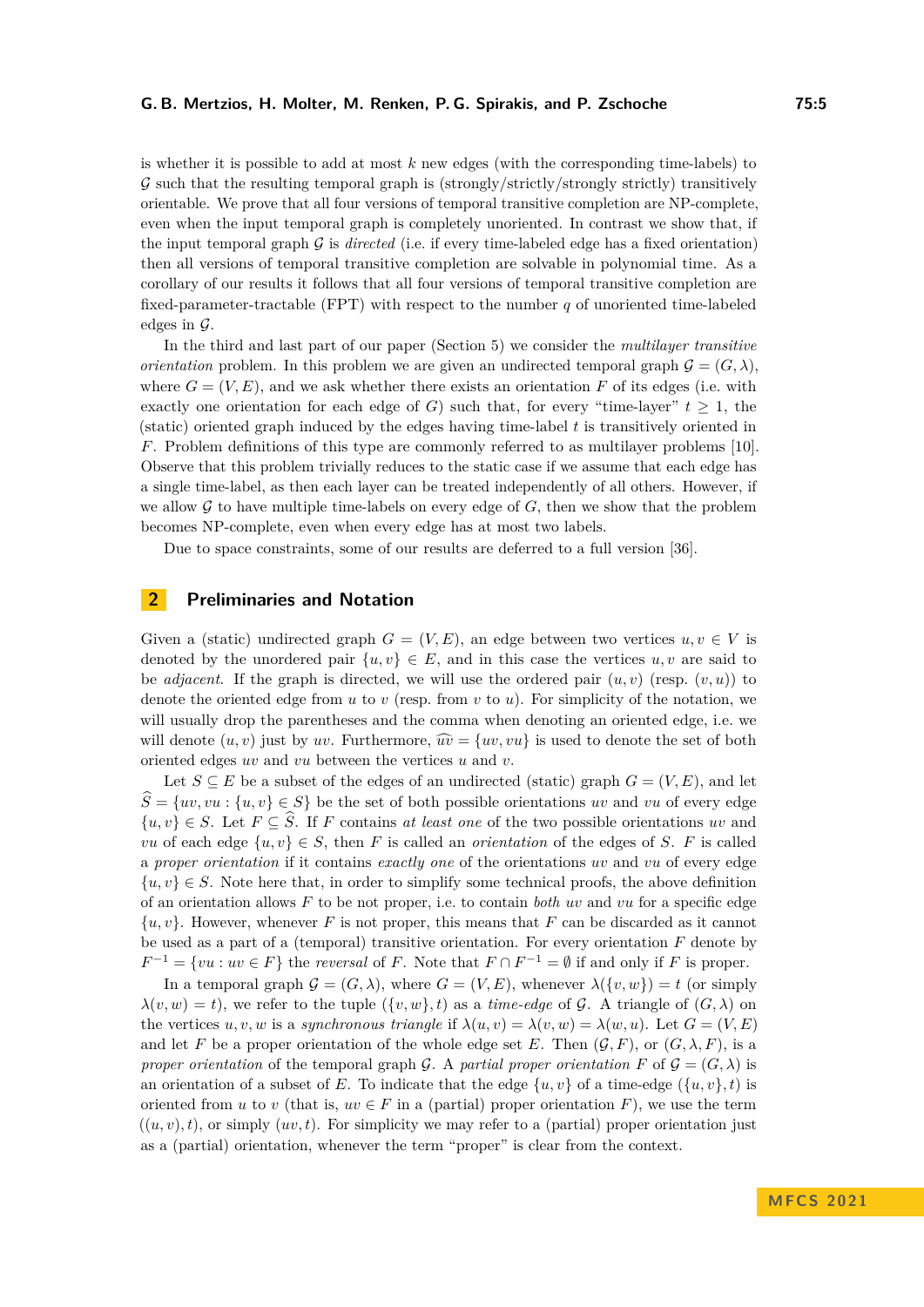is whether it is possible to add at most $k$ new edges (with the corresponding time-labels) to $\mathcal{G}$ such that the resulting temporal graph is (strongly/strictly/strongly strictly) transitively orientable. We prove that all four versions of temporal transitive completion are NP-complete, even when the input temporal graph is completely unoriented. In contrast we show that, if the input temporal graph $\mathcal{G}$ is *directed* (i.e. if every time-labeled edge has a fixed orientation) then all versions of temporal transitive completion are solvable in polynomial time. As a corollary of our results it follows that all four versions of temporal transitive completion are fixed-parameter-tractable (FPT) with respect to the number $q$ of unoriented time-labeled edges in $\mathcal{G}$.

In the third and last part of our paper (Section 5) we consider the *multilayer transitive orientation* problem. In this problem we are given an undirected temporal graph $\mathcal{G} = (G, \lambda)$, where $G = (V, E)$, and we ask whether there exists an orientation $F$ of its edges (i.e. with exactly one orientation for each edge of $G$) such that, for every "time-layer" $t \geq 1$, the (static) oriented graph induced by the edges having time-label $t$ is transitively oriented in $F$. Problem definitions of this type are commonly referred to as multilayer problems [10]. Observe that this problem trivially reduces to the static case if we assume that each edge has a single time-label, as then each layer can be treated independently of all others. However, if we allow $\mathcal{G}$ to have multiple time-labels on every edge of $G$, then we show that the problem becomes NP-complete, even when every edge has at most two labels.

Due to space constraints, some of our results are deferred to a full version [36].

## 2 Preliminaries and Notation

Given a (static) undirected graph $G = (V, E)$, an edge between two vertices $u, v \in V$ is denoted by the unordered pair $\{u, v\} \in E$, and in this case the vertices $u, v$ are said to be *adjacent*. If the graph is directed, we will use the ordered pair $(u, v)$ (resp. $(v, u)$) to denote the oriented edge from $u$ to $v$ (resp. from $v$ to $u$). For simplicity of the notation, we will usually drop the parentheses and the comma when denoting an oriented edge, i.e. we will denote $(u, v)$ just by $uv$. Furthermore, $\widehat{uv} = \{uv, vu\}$ is used to denote the set of both oriented edges $uv$ and $vu$ between the vertices $u$ and $v$.

Let $S \subseteq E$ be a subset of the edges of an undirected (static) graph $G = (V, E)$, and let $\widehat{S} = \{uv, vu : \{u, v\} \in S\}$ be the set of both possible orientations $uv$ and $vu$ of every edge $\{u, v\} \in S$. Let $F \subseteq \widehat{S}$. If $F$ contains *at least one* of the two possible orientations $uv$ and $vu$ of each edge $\{u, v\} \in S$, then $F$ is called an *orientation* of the edges of $S$. $F$ is called a *proper orientation* if it contains *exactly one* of the orientations $uv$ and $vu$ of every edge $\{u, v\} \in S$. Note here that, in order to simplify some technical proofs, the above definition of an orientation allows $F$ to be not proper, i.e. to contain *both* $uv$ and $vu$ for a specific edge $\{u, v\}$. However, whenever $F$ is not proper, this means that $F$ can be discarded as it cannot be used as a part of a (temporal) transitive orientation. For every orientation $F$ denote by $F^{-1} = \{vu : uv \in F\}$ the *reversal* of $F$. Note that $F \cap F^{-1} = \emptyset$ if and only if $F$ is proper.

In a temporal graph $\mathcal{G} = (G, \lambda)$, where $G = (V, E)$, whenever $\lambda(\{v, w\}) = t$ (or simply $\lambda(v, w) = t$), we refer to the tuple $(\{v, w\}, t)$ as a *time-edge* of $\mathcal{G}$. A triangle of $(G, \lambda)$ on the vertices $u, v, w$ is a *synchronous triangle* if $\lambda(u, v) = \lambda(v, w) = \lambda(w, u)$. Let $G = (V, E)$ and let $F$ be a proper orientation of the whole edge set $E$. Then $(\mathcal{G}, F)$, or $(G, \lambda, F)$, is a *proper orientation* of the temporal graph $\mathcal{G}$. A *partial proper orientation* $F$ of $\mathcal{G} = (G, \lambda)$ is an orientation of a subset of $E$. To indicate that the edge $\{u, v\}$ of a time-edge $(\{u, v\}, t)$ is oriented from $u$ to $v$ (that is, $uv \in F$ in a (partial) proper orientation $F$), we use the term $((u, v), t)$, or simply $(uv, t)$. For simplicity we may refer to a (partial) proper orientation just as a (partial) orientation, whenever the term "proper" is clear from the context.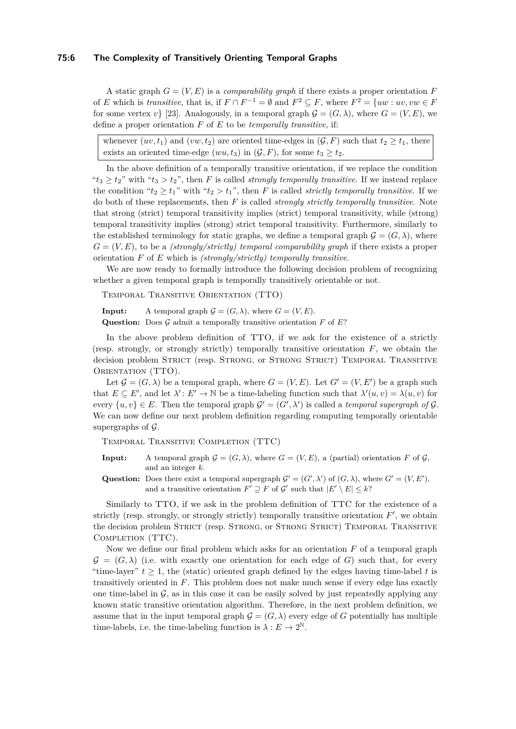A static graph $G = (V, E)$ is a *comparability graph* if there exists a proper orientation $F$ of $E$ which is *transitive*, that is, if $F \cap F^{-1} = \emptyset$ and $F^2 \subseteq F$, where $F^2 = \{uw : uv, vw \in F$ for some vertex $v\}$ [23]. Analogously, in a temporal graph $\mathcal{G} = (G, \lambda)$, where $G = (V, E)$, we define a proper orientation $F$ of $E$ to be *temporally transitive*, if:

> whenever $(uv, t_1)$ and $(vw, t_2)$ are oriented time-edges in $(\mathcal{G}, F)$ such that $t_2 \geq t_1$, there exists an oriented time-edge $(wu, t_3)$ in $(\mathcal{G}, F)$, for some $t_3 \geq t_2$.

In the above definition of a temporally transitive orientation, if we replace the condition "$t_3 \geq t_2$" with "$t_3 > t_2$", then $F$ is called *strongly temporally transitive*. If we instead replace the condition "$t_2 \geq t_1$" with "$t_2 > t_1$", then $F$ is called *strictly temporally transitive*. If we do both of these replacements, then $F$ is called *strongly strictly temporally transitive*. Note that strong (strict) temporal transitivity implies (strict) temporal transitivity, while (strong) temporal transitivity implies (strong) strict temporal transitivity. Furthermore, similarly to the established terminology for static graphs, we define a temporal graph $\mathcal{G} = (G, \lambda)$, where $G = (V, E)$, to be a *(strongly/strictly) temporal comparability graph* if there exists a proper orientation $F$ of $E$ which is *(strongly/strictly) temporally transitive*.

We are now ready to formally introduce the following decision problem of recognizing whether a given temporal graph is temporally transitively orientable or not.

Temporal Transitive Orientation (TTO)

**Input:** A temporal graph $\mathcal{G} = (G, \lambda)$, where $G = (V, E)$.
**Question:** Does $\mathcal{G}$ admit a temporally transitive orientation $F$ of $E$?

In the above problem definition of TTO, if we ask for the existence of a strictly (resp. strongly, or strongly strictly) temporally transitive orientation $F$, we obtain the decision problem Strict (resp. Strong, or Strong Strict) Temporal Transitive Orientation (TTO).

Let $\mathcal{G} = (G, \lambda)$ be a temporal graph, where $G = (V, E)$. Let $G' = (V, E')$ be a graph such that $E \subseteq E'$, and let $\lambda' \colon E' \to \mathbb{N}$ be a time-labeling function such that $\lambda'(u, v) = \lambda(u, v)$ for every $\{u, v\} \in E$. Then the temporal graph $\mathcal{G}' = (G', \lambda')$ is called a *temporal supergraph of* $\mathcal{G}$. We can now define our next problem definition regarding computing temporally orientable supergraphs of $\mathcal{G}$.

Temporal Transitive Completion (TTC)

**Input:** A temporal graph $\mathcal{G} = (G, \lambda)$, where $G = (V, E)$, a (partial) orientation $F$ of $\mathcal{G}$, and an integer $k$.
**Question:** Does there exist a temporal supergraph $\mathcal{G}' = (G', \lambda')$ of $(G, \lambda)$, where $G' = (V, E')$, and a transitive orientation $F' \supseteq F$ of $\mathcal{G}'$ such that $|E' \setminus E| \leq k$?

Similarly to TTO, if we ask in the problem definition of TTC for the existence of a strictly (resp. strongly, or strongly strictly) temporally transitive orientation $F'$, we obtain the decision problem Strict (resp. Strong, or Strong Strict) Temporal Transitive Completion (TTC).

Now we define our final problem which asks for an orientation $F$ of a temporal graph $\mathcal{G} = (G, \lambda)$ (i.e. with exactly one orientation for each edge of $G$) such that, for every "time-layer" $t \geq 1$, the (static) oriented graph defined by the edges having time-label $t$ is transitively oriented in $F$. This problem does not make much sense if every edge has exactly one time-label in $\mathcal{G}$, as in this case it can be easily solved by just repeatedly applying any known static transitive orientation algorithm. Therefore, in the next problem definition, we assume that in the input temporal graph $\mathcal{G} = (G, \lambda)$ every edge of $G$ potentially has multiple time-labels, i.e. the time-labeling function is $\lambda : E \to 2^{\mathbb{N}}$.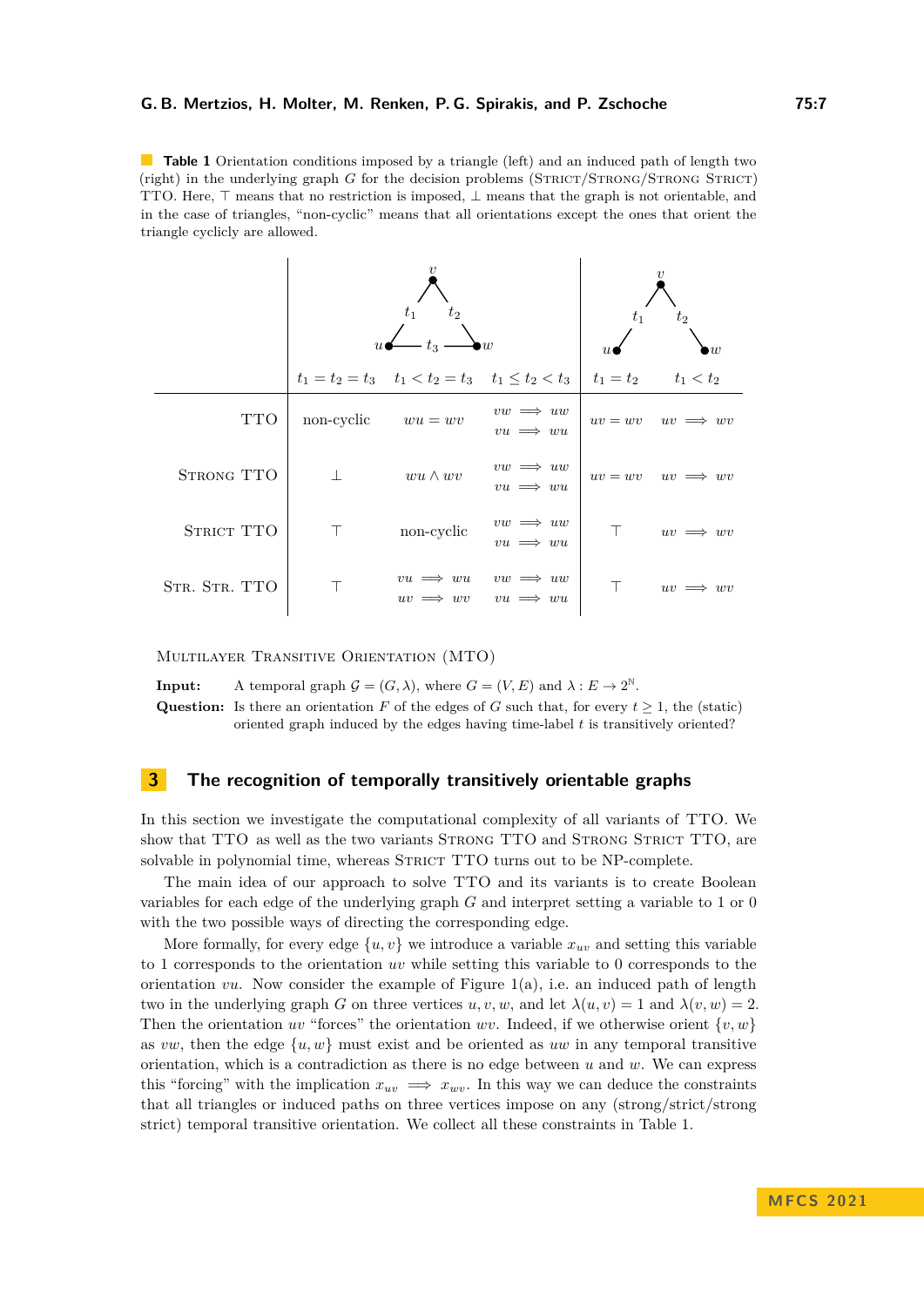**Table 1** Orientation conditions imposed by a triangle (left) and an induced path of length two (right) in the underlying graph $G$ for the decision problems (STRICT/STRONG/STRONG STRICT) TTO. Here, $\top$ means that no restriction is imposed, $\bot$ means that the graph is not orientable, and in the case of triangles, "non-cyclic" means that all orientations except the ones that orient the triangle cyclicly are allowed.

| | $t_1 = t_2 = t_3$ | $t_1 < t_2 = t_3$ | $t_1 \leq t_2 < t_3$ | $t_1 = t_2$ | $t_1 < t_2$ |
|---|---|---|---|---|---|
| TTO | non-cyclic | $wu = wv$ | $vw \implies uw$, $vu \implies wu$ | $uv = wv$ | $uv \implies wv$ |
| STRONG TTO | $\bot$ | $wu \wedge wv$ | $vw \implies uw$, $vu \implies wu$ | $uv = wv$ | $uv \implies wv$ |
| STRICT TTO | $\top$ | non-cyclic | $vw \implies uw$, $vu \implies wu$ | $\top$ | $uv \implies wv$ |
| STR. STR. TTO | $\top$ | $vu \implies wu$, $uv \implies wv$ | $vw \implies uw$, $vu \implies wu$ | $\top$ | $uv \implies wv$ |

(Left: triangle on vertices $u, v, w$ with $\lambda(u,v)=t_1$, $\lambda(v,w)=t_2$, $\lambda(u,w)=t_3$. Right: induced path $u - v - w$ with $\lambda(u,v)=t_1$, $\lambda(v,w)=t_2$.)

MULTILAYER TRANSITIVE ORIENTATION (MTO)

**Input:** A temporal graph $\mathcal{G} = (G, \lambda)$, where $G = (V, E)$ and $\lambda : E \to 2^{\mathbb{N}}$.

**Question:** Is there an orientation $F$ of the edges of $G$ such that, for every $t \geq 1$, the (static) oriented graph induced by the edges having time-label $t$ is transitively oriented?

## 3 The recognition of temporally transitively orientable graphs

In this section we investigate the computational complexity of all variants of TTO. We show that TTO as well as the two variants STRONG TTO and STRONG STRICT TTO, are solvable in polynomial time, whereas STRICT TTO turns out to be NP-complete.

The main idea of our approach to solve TTO and its variants is to create Boolean variables for each edge of the underlying graph $G$ and interpret setting a variable to 1 or 0 with the two possible ways of directing the corresponding edge.

More formally, for every edge $\{u, v\}$ we introduce a variable $x_{uv}$ and setting this variable to 1 corresponds to the orientation $uv$ while setting this variable to 0 corresponds to the orientation $vu$. Now consider the example of Figure 1(a), i.e. an induced path of length two in the underlying graph $G$ on three vertices $u, v, w$, and let $\lambda(u, v) = 1$ and $\lambda(v, w) = 2$. Then the orientation $uv$ "forces" the orientation $wv$. Indeed, if we otherwise orient $\{v, w\}$ as $vw$, then the edge $\{u, w\}$ must exist and be oriented as $uw$ in any temporal transitive orientation, which is a contradiction as there is no edge between $u$ and $w$. We can express this "forcing" with the implication $x_{uv} \implies x_{wv}$. In this way we can deduce the constraints that all triangles or induced paths on three vertices impose on any (strong/strict/strong strict) temporal transitive orientation. We collect all these constraints in Table 1.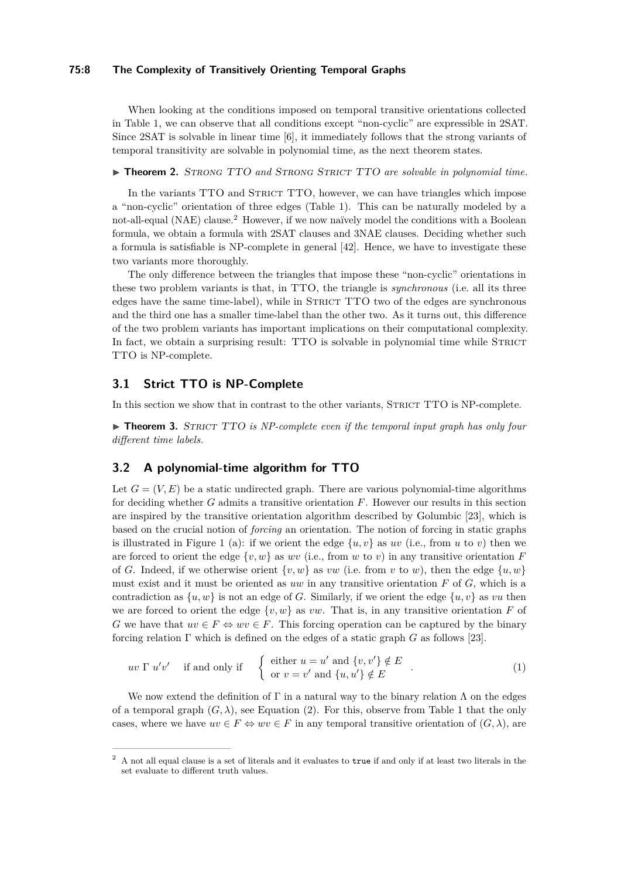When looking at the conditions imposed on temporal transitive orientations collected in Table 1, we can observe that all conditions except "non-cyclic" are expressible in 2SAT. Since 2SAT is solvable in linear time [6], it immediately follows that the strong variants of temporal transitivity are solvable in polynomial time, as the next theorem states.

▶ **Theorem 2.** *Strong TTO and Strong Strict TTO are solvable in polynomial time.*

In the variants TTO and Strict TTO, however, we can have triangles which impose a "non-cyclic" orientation of three edges (Table 1). This can be naturally modeled by a not-all-equal (NAE) clause.[2] However, if we now naïvely model the conditions with a Boolean formula, we obtain a formula with 2SAT clauses and 3NAE clauses. Deciding whether such a formula is satisfiable is NP-complete in general [42]. Hence, we have to investigate these two variants more thoroughly.

The only difference between the triangles that impose these "non-cyclic" orientations in these two problem variants is that, in TTO, the triangle is *synchronous* (i.e. all its three edges have the same time-label), while in Strict TTO two of the edges are synchronous and the third one has a smaller time-label than the other two. As it turns out, this difference of the two problem variants has important implications on their computational complexity. In fact, we obtain a surprising result: TTO is solvable in polynomial time while Strict TTO is NP-complete.

## 3.1 Strict TTO is NP-Complete

In this section we show that in contrast to the other variants, Strict TTO is NP-complete.

▶ **Theorem 3.** *Strict TTO is NP-complete even if the temporal input graph has only four different time labels.*

## 3.2 A polynomial-time algorithm for TTO

Let $G = (V, E)$ be a static undirected graph. There are various polynomial-time algorithms for deciding whether $G$ admits a transitive orientation $F$. However our results in this section are inspired by the transitive orientation algorithm described by Golumbic [23], which is based on the crucial notion of *forcing* an orientation. The notion of forcing in static graphs is illustrated in Figure 1 (a): if we orient the edge $\{u, v\}$ as $uv$ (i.e., from $u$ to $v$) then we are forced to orient the edge $\{v, w\}$ as $wv$ (i.e., from $w$ to $v$) in any transitive orientation $F$ of $G$. Indeed, if we otherwise orient $\{v, w\}$ as $vw$ (i.e. from $v$ to $w$), then the edge $\{u, w\}$ must exist and it must be oriented as $uw$ in any transitive orientation $F$ of $G$, which is a contradiction as $\{u, w\}$ is not an edge of $G$. Similarly, if we orient the edge $\{u, v\}$ as $vu$ then we are forced to orient the edge $\{v, w\}$ as $vw$. That is, in any transitive orientation $F$ of $G$ we have that $uv \in F \Leftrightarrow wv \in F$. This forcing operation can be captured by the binary forcing relation $\Gamma$ which is defined on the edges of a static graph $G$ as follows [23].

$$uv \ \Gamma \ u'v' \quad \text{if and only if} \quad \begin{cases} \text{either } u = u' \text{ and } \{v, v'\} \notin E \\ \text{or } v = v' \text{ and } \{u, u'\} \notin E \end{cases} . \tag{1}$$

We now extend the definition of $\Gamma$ in a natural way to the binary relation $\Lambda$ on the edges of a temporal graph $(G, \lambda)$, see Equation (2). For this, observe from Table 1 that the only cases, where we have $uv \in F \Leftrightarrow wv \in F$ in any temporal transitive orientation of $(G, \lambda)$, are

[2] A not all equal clause is a set of literals and it evaluates to `true` if and only if at least two literals in the set evaluate to different truth values.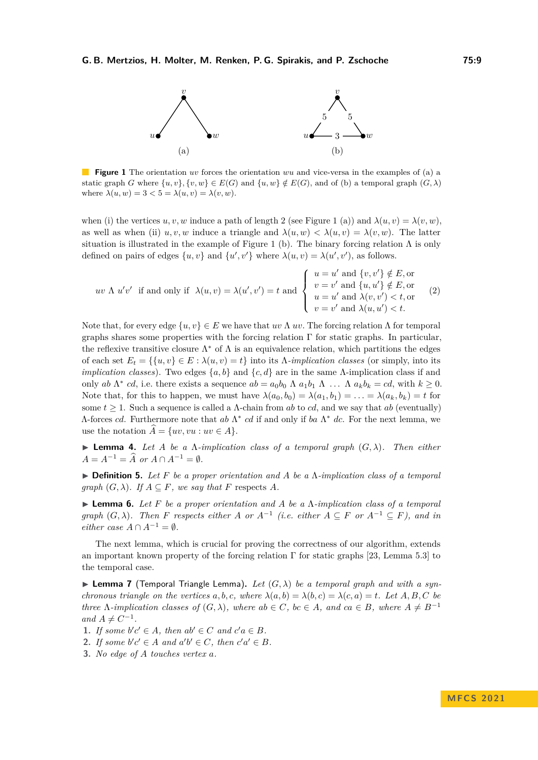**Figure 1** The orientation $uv$ forces the orientation $wu$ and vice-versa in the examples of (a) a static graph $G$ where $\{u, v\}, \{v, w\} \in E(G)$ and $\{u, w\} \notin E(G)$, and of (b) a temporal graph $(G, \lambda)$ where $\lambda(u, w) = 3 < 5 = \lambda(u, v) = \lambda(v, w)$.

when (i) the vertices $u, v, w$ induce a path of length 2 (see Figure 1 (a)) and $\lambda(u, v) = \lambda(v, w)$, as well as when (ii) $u, v, w$ induce a triangle and $\lambda(u, w) < \lambda(u, v) = \lambda(v, w)$. The latter situation is illustrated in the example of Figure 1 (b). The binary forcing relation $\Lambda$ is only defined on pairs of edges $\{u, v\}$ and $\{u', v'\}$ where $\lambda(u, v) = \lambda(u', v')$, as follows.

$$uv \; \Lambda \; u'v' \quad \text{if and only if} \quad \lambda(u,v) = \lambda(u',v') = t \text{ and } \begin{cases} u = u' \text{ and } \{v, v'\} \notin E, \text{or} \\ v = v' \text{ and } \{u, u'\} \notin E, \text{or} \\ u = u' \text{ and } \lambda(v, v') < t, \text{or} \\ v = v' \text{ and } \lambda(u, u') < t. \end{cases} \tag{2}$$

Note that, for every edge $\{u, v\} \in E$ we have that $uv \; \Lambda \; uv$. The forcing relation $\Lambda$ for temporal graphs shares some properties with the forcing relation $\Gamma$ for static graphs. In particular, the reflexive transitive closure $\Lambda^*$ of $\Lambda$ is an equivalence relation, which partitions the edges of each set $E_t = \{\{u, v\} \in E : \lambda(u, v) = t\}$ into its $\Lambda$-*implication classes* (or simply, into its *implication classes*). Two edges $\{a, b\}$ and $\{c, d\}$ are in the same $\Lambda$-implication class if and only if $ab \; \Lambda^* \; cd$, i.e. there exists a sequence $ab = a_0b_0 \; \Lambda \; a_1b_1 \; \Lambda \; \ldots \; \Lambda \; a_kb_k = cd$, with $k \geq 0$. Note that, for this to happen, we must have $\lambda(a_0, b_0) = \lambda(a_1, b_1) = \ldots = \lambda(a_k, b_k) = t$ for some $t \geq 1$. Such a sequence is called a $\Lambda$-chain from $ab$ to $cd$, and we say that $ab$ (eventually) $\Lambda$-forces $cd$. Furthermore note that $ab \; \Lambda^* \; cd$ if and only if $ba \; \Lambda^* \; dc$. For the next lemma, we use the notation $\widehat{A} = \{uv, vu : uv \in A\}$.

▶ **Lemma 4.** *Let $A$ be a $\Lambda$-implication class of a temporal graph $(G, \lambda)$. Then either $A = A^{-1} = \widehat{A}$ or $A \cap A^{-1} = \emptyset$.*

▶ **Definition 5.** *Let $F$ be a proper orientation and $A$ be a $\Lambda$-implication class of a temporal graph $(G, \lambda)$. If $A \subseteq F$, we say that $F$ respects $A$.*

▶ **Lemma 6.** *Let $F$ be a proper orientation and $A$ be a $\Lambda$-implication class of a temporal graph $(G, \lambda)$. Then $F$ respects either $A$ or $A^{-1}$ (i.e. either $A \subseteq F$ or $A^{-1} \subseteq F$), and in either case $A \cap A^{-1} = \emptyset$.*

The next lemma, which is crucial for proving the correctness of our algorithm, extends an important known property of the forcing relation $\Gamma$ for static graphs [23, Lemma 5.3] to the temporal case.

▶ **Lemma 7** (Temporal Triangle Lemma). *Let $(G, \lambda)$ be a temporal graph and with a synchronous triangle on the vertices $a, b, c$, where $\lambda(a, b) = \lambda(b, c) = \lambda(c, a) = t$. Let $A, B, C$ be three $\Lambda$-implication classes of $(G, \lambda)$, where $ab \in C$, $bc \in A$, and $ca \in B$, where $A \neq B^{-1}$ and $A \neq C^{-1}$.*

1. *If some $b'c' \in A$, then $ab' \in C$ and $c'a \in B$.*
2. *If some $b'c' \in A$ and $a'b' \in C$, then $c'a' \in B$.*
3. *No edge of $A$ touches vertex $a$.*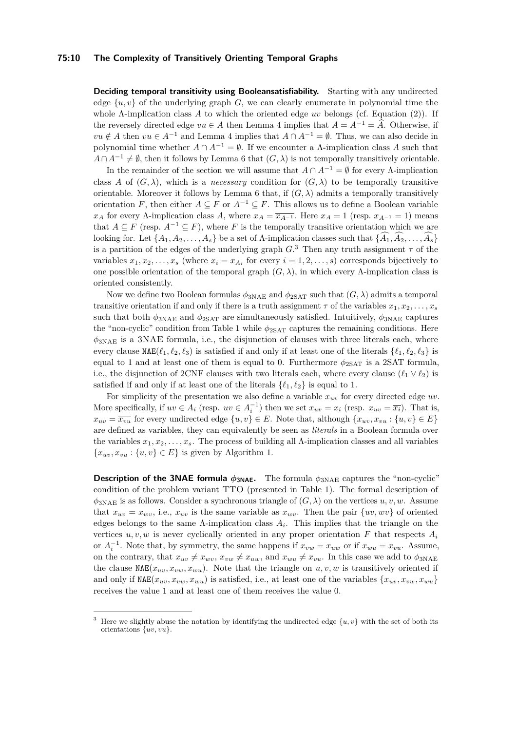**Deciding temporal transitivity using Booleansatisfiability.** Starting with any undirected edge $\{u,v\}$ of the underlying graph $G$, we can clearly enumerate in polynomial time the whole $\Lambda$-implication class $A$ to which the oriented edge $uv$ belongs (cf. Equation (2)). If the reversely directed edge $vu \in A$ then Lemma 4 implies that $A = A^{-1} = \widehat{A}$. Otherwise, if $vu \notin A$ then $vu \in A^{-1}$ and Lemma 4 implies that $A \cap A^{-1} = \emptyset$. Thus, we can also decide in polynomial time whether $A \cap A^{-1} = \emptyset$. If we encounter a $\Lambda$-implication class $A$ such that $A \cap A^{-1} \neq \emptyset$, then it follows by Lemma 6 that $(G,\lambda)$ is not temporally transitively orientable.

In the remainder of the section we will assume that $A \cap A^{-1} = \emptyset$ for every $\Lambda$-implication class $A$ of $(G,\lambda)$, which is a *necessary* condition for $(G,\lambda)$ to be temporally transitive orientable. Moreover it follows by Lemma 6 that, if $(G,\lambda)$ admits a temporally transitively orientation $F$, then either $A \subseteq F$ or $A^{-1} \subseteq F$. This allows us to define a Boolean variable $x_A$ for every $\Lambda$-implication class $A$, where $x_A = \overline{x_{A^{-1}}}$. Here $x_A = 1$ (resp. $x_{A^{-1}} = 1$) means that $A \subseteq F$ (resp. $A^{-1} \subseteq F$), where $F$ is the temporally transitive orientation which we are looking for. Let $\{A_1, A_2, \ldots, A_s\}$ be a set of $\Lambda$-implication classes such that $\{\widehat{A_1}, \widehat{A_2}, \ldots, \widehat{A_s}\}$ is a partition of the edges of the underlying graph $G$.[3] Then any truth assignment $\tau$ of the variables $x_1, x_2, \ldots, x_s$ (where $x_i = x_{A_i}$ for every $i = 1, 2, \ldots, s$) corresponds bijectively to one possible orientation of the temporal graph $(G,\lambda)$, in which every $\Lambda$-implication class is oriented consistently.

Now we define two Boolean formulas $\phi_{3\text{NAE}}$ and $\phi_{2\text{SAT}}$ such that $(G,\lambda)$ admits a temporal transitive orientation if and only if there is a truth assignment $\tau$ of the variables $x_1, x_2, \ldots, x_s$ such that both $\phi_{3\text{NAE}}$ and $\phi_{2\text{SAT}}$ are simultaneously satisfied. Intuitively, $\phi_{3\text{NAE}}$ captures the "non-cyclic" condition from Table 1 while $\phi_{2\text{SAT}}$ captures the remaining conditions. Here $\phi_{3\text{NAE}}$ is a 3NAE formula, i.e., the disjunction of clauses with three literals each, where every clause $\texttt{NAE}(\ell_1, \ell_2, \ell_3)$ is satisfied if and only if at least one of the literals $\{\ell_1, \ell_2, \ell_3\}$ is equal to 1 and at least one of them is equal to 0. Furthermore $\phi_{2\text{SAT}}$ is a 2SAT formula, i.e., the disjunction of 2CNF clauses with two literals each, where every clause $(\ell_1 \vee \ell_2)$ is satisfied if and only if at least one of the literals $\{\ell_1, \ell_2\}$ is equal to 1.

For simplicity of the presentation we also define a variable $x_{uv}$ for every directed edge $uv$. More specifically, if $uv \in A_i$ (resp. $uv \in A_i^{-1}$) then we set $x_{uv} = x_i$ (resp. $x_{uv} = \overline{x_i}$). That is, $x_{uv} = \overline{x_{vu}}$ for every undirected edge $\{u,v\} \in E$. Note that, although $\{x_{uv}, x_{vu} : \{u,v\} \in E\}$ are defined as variables, they can equivalently be seen as *literals* in a Boolean formula over the variables $x_1, x_2, \ldots, x_s$. The process of building all $\Lambda$-implication classes and all variables $\{x_{uv}, x_{vu} : \{u,v\} \in E\}$ is given by Algorithm 1.

**Description of the 3NAE formula $\phi_{3\text{NAE}}$.** The formula $\phi_{3\text{NAE}}$ captures the "non-cyclic" condition of the problem variant TTO (presented in Table 1). The formal description of $\phi_{3\text{NAE}}$ is as follows. Consider a synchronous triangle of $(G,\lambda)$ on the vertices $u, v, w$. Assume that $x_{uv} = x_{wv}$, i.e., $x_{uv}$ is the same variable as $x_{wv}$. Then the pair $\{uv, wv\}$ of oriented edges belongs to the same $\Lambda$-implication class $A_i$. This implies that the triangle on the vertices $u, v, w$ is never cyclically oriented in any proper orientation $F$ that respects $A_i$ or $A_i^{-1}$. Note that, by symmetry, the same happens if $x_{vw} = x_{uw}$ or if $x_{wu} = x_{vu}$. Assume, on the contrary, that $x_{uv} \neq x_{wv}$, $x_{vw} \neq x_{uw}$, and $x_{wu} \neq x_{vu}$. In this case we add to $\phi_{3\text{NAE}}$ the clause $\texttt{NAE}(x_{uv}, x_{vw}, x_{wu})$. Note that the triangle on $u, v, w$ is transitively oriented if and only if $\texttt{NAE}(x_{uv}, x_{vw}, x_{wu})$ is satisfied, i.e., at least one of the variables $\{x_{uv}, x_{vw}, x_{wu}\}$ receives the value 1 and at least one of them receives the value 0.

---

[3] Here we slightly abuse the notation by identifying the undirected edge $\{u,v\}$ with the set of both its orientations $\{uv, vu\}$.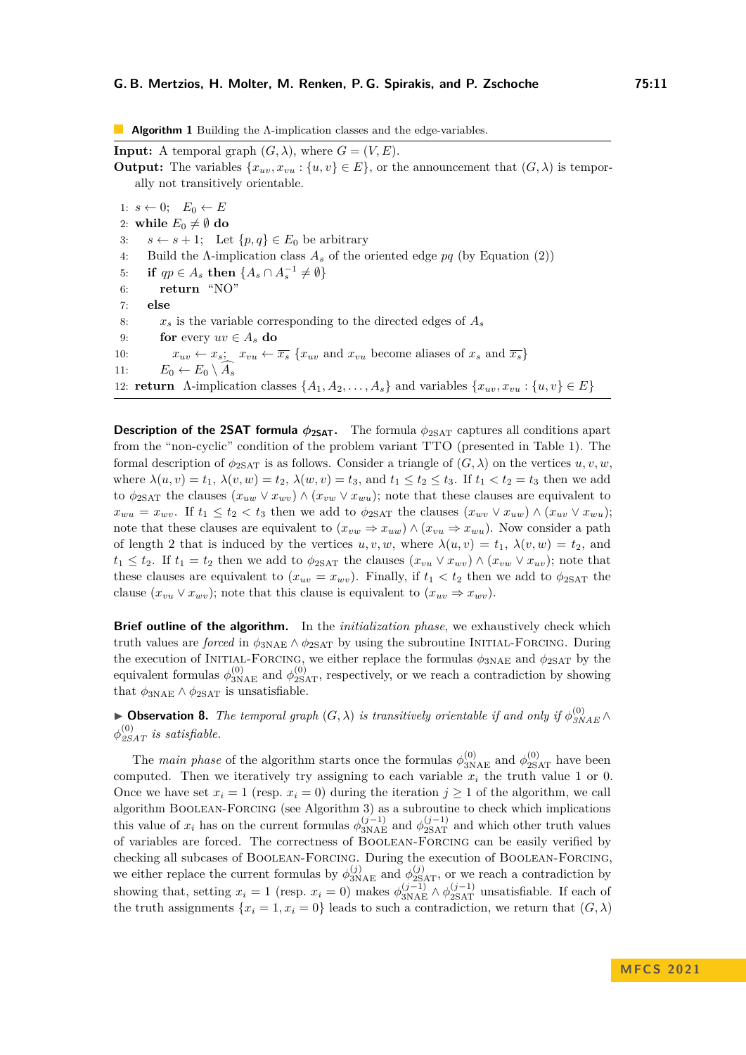**Algorithm 1** Building the Λ-implication classes and the edge-variables.

**Input:** A temporal graph $(G, \lambda)$, where $G = (V, E)$.
**Output:** The variables $\{x_{uv}, x_{vu} : \{u, v\} \in E\}$, or the announcement that $(G, \lambda)$ is temporally not transitively orientable.

```
1: s ← 0;  E_0 ← E
2: while E_0 ≠ ∅ do
3:    s ← s + 1;  Let {p, q} ∈ E_0 be arbitrary
4:    Build the Λ-implication class A_s of the oriented edge pq (by Equation (2))
5:    if qp ∈ A_s then {A_s ∩ A_s^{-1} ≠ ∅}
6:       return "NO"
7:    else
8:       x_s is the variable corresponding to the directed edges of A_s
9:       for every uv ∈ A_s do
10:         x_uv ← x_s;  x_vu ← ¬x_s  {x_uv and x_vu become aliases of x_s and ¬x_s}
11:      E_0 ← E_0 \ Â_s
12: return Λ-implication classes {A_1, A_2, ..., A_s} and variables {x_uv, x_vu : {u, v} ∈ E}
```

**Description of the 2SAT formula $\phi_{2SAT}$.** The formula $\phi_{2SAT}$ captures all conditions apart from the "non-cyclic" condition of the problem variant TTO (presented in Table 1). The formal description of $\phi_{2SAT}$ is as follows. Consider a triangle of $(G, \lambda)$ on the vertices $u, v, w$, where $\lambda(u, v) = t_1$, $\lambda(v, w) = t_2$, $\lambda(w, v) = t_3$, and $t_1 \leq t_2 \leq t_3$. If $t_1 < t_2 = t_3$ then we add to $\phi_{2SAT}$ the clauses $(x_{uw} \vee x_{wv}) \wedge (x_{vw} \vee x_{wu})$; note that these clauses are equivalent to $x_{wu} = x_{wv}$. If $t_1 \leq t_2 < t_3$ then we add to $\phi_{2SAT}$ the clauses $(x_{wv} \vee x_{uw}) \wedge (x_{uv} \vee x_{wu})$; note that these clauses are equivalent to $(x_{vw} \Rightarrow x_{uw}) \wedge (x_{vu} \Rightarrow x_{wu})$. Now consider a path of length 2 that is induced by the vertices $u, v, w$, where $\lambda(u, v) = t_1$, $\lambda(v, w) = t_2$, and $t_1 \leq t_2$. If $t_1 = t_2$ then we add to $\phi_{2SAT}$ the clauses $(x_{vu} \vee x_{wv}) \wedge (x_{vw} \vee x_{uv})$; note that these clauses are equivalent to $(x_{uv} = x_{wv})$. Finally, if $t_1 < t_2$ then we add to $\phi_{2SAT}$ the clause $(x_{vu} \vee x_{wv})$; note that this clause is equivalent to $(x_{uv} \Rightarrow x_{wv})$.

**Brief outline of the algorithm.** In the *initialization phase*, we exhaustively check which truth values are *forced* in $\phi_{3NAE} \wedge \phi_{2SAT}$ by using the subroutine Initial-Forcing. During the execution of Initial-Forcing, we either replace the formulas $\phi_{3NAE}$ and $\phi_{2SAT}$ by the equivalent formulas $\phi^{(0)}_{3NAE}$ and $\phi^{(0)}_{2SAT}$, respectively, or we reach a contradiction by showing that $\phi_{3NAE} \wedge \phi_{2SAT}$ is unsatisfiable.

▶ **Observation 8.** *The temporal graph $(G, \lambda)$ is transitively orientable if and only if $\phi^{(0)}_{3NAE} \wedge \phi^{(0)}_{2SAT}$ is satisfiable.*

The *main phase* of the algorithm starts once the formulas $\phi^{(0)}_{3NAE}$ and $\phi^{(0)}_{2SAT}$ have been computed. Then we iteratively try assigning to each variable $x_i$ the truth value 1 or 0. Once we have set $x_i = 1$ (resp. $x_i = 0$) during the iteration $j \geq 1$ of the algorithm, we call algorithm Boolean-Forcing (see Algorithm 3) as a subroutine to check which implications this value of $x_i$ has on the current formulas $\phi^{(j-1)}_{3NAE}$ and $\phi^{(j-1)}_{2SAT}$ and which other truth values of variables are forced. The correctness of Boolean-Forcing can be easily verified by checking all subcases of Boolean-Forcing. During the execution of Boolean-Forcing, we either replace the current formulas by $\phi^{(j)}_{3NAE}$ and $\phi^{(j)}_{2SAT}$, or we reach a contradiction by showing that, setting $x_i = 1$ (resp. $x_i = 0$) makes $\phi^{(j-1)}_{3NAE} \wedge \phi^{(j-1)}_{2SAT}$ unsatisfiable. If each of the truth assignments $\{x_i = 1, x_i = 0\}$ leads to such a contradiction, we return that $(G, \lambda)$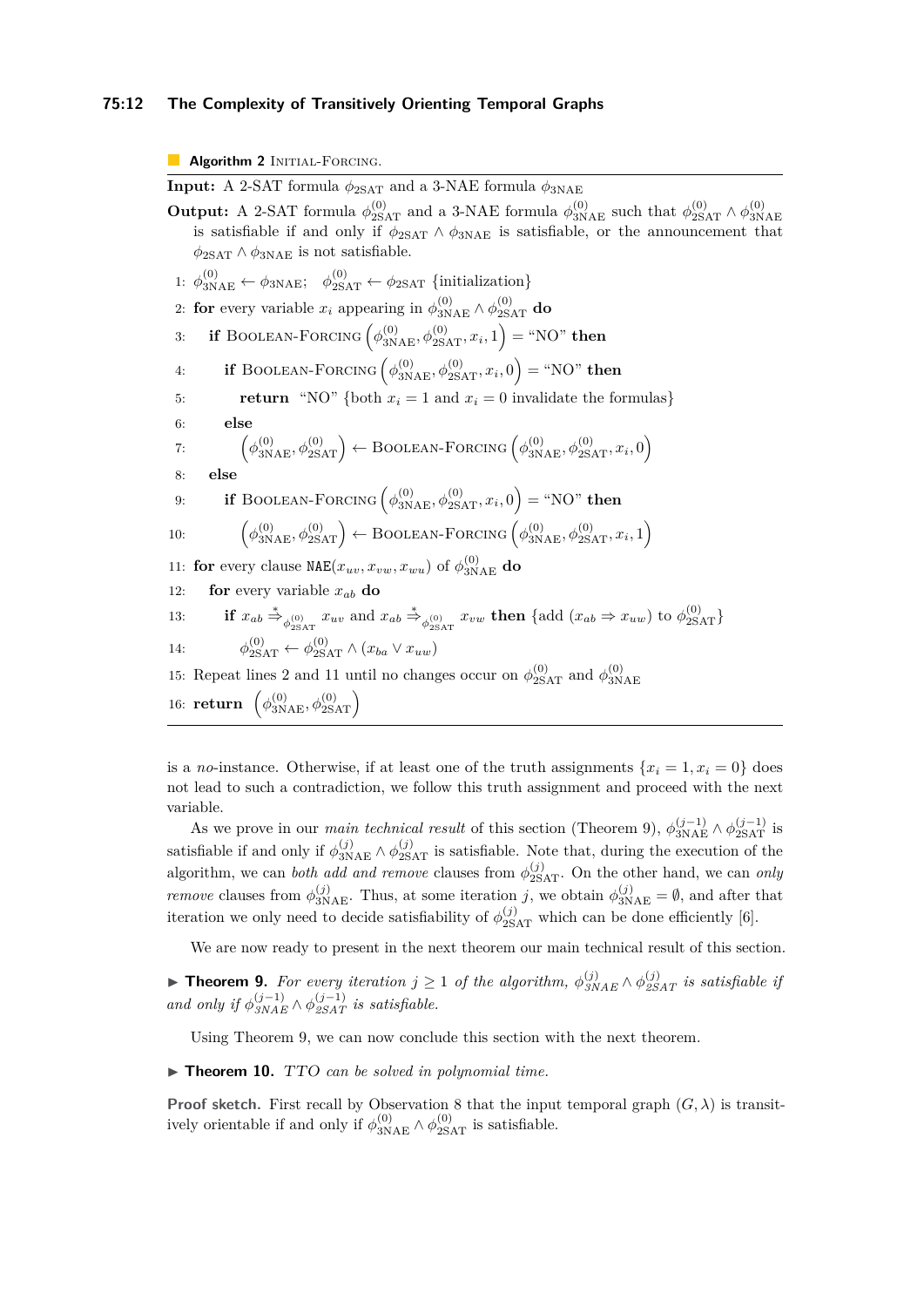**Algorithm 2** Initial-Forcing.

**Input:** A 2-SAT formula $\phi_{\text{2SAT}}$ and a 3-NAE formula $\phi_{\text{3NAE}}$

**Output:** A 2-SAT formula $\phi_{\text{2SAT}}^{(0)}$ and a 3-NAE formula $\phi_{\text{3NAE}}^{(0)}$ such that $\phi_{\text{2SAT}}^{(0)} \wedge \phi_{\text{3NAE}}^{(0)}$ is satisfiable if and only if $\phi_{\text{2SAT}} \wedge \phi_{\text{3NAE}}$ is satisfiable, or the announcement that $\phi_{\text{2SAT}} \wedge \phi_{\text{3NAE}}$ is not satisfiable.

1: $\phi_{\text{3NAE}}^{(0)} \leftarrow \phi_{\text{3NAE}}$; $\phi_{\text{2SAT}}^{(0)} \leftarrow \phi_{\text{2SAT}}$ {initialization}
2: **for** every variable $x_i$ appearing in $\phi_{\text{3NAE}}^{(0)} \wedge \phi_{\text{2SAT}}^{(0)}$ **do**
3: &nbsp;&nbsp;&nbsp;**if** Boolean-Forcing $\left(\phi_{\text{3NAE}}^{(0)}, \phi_{\text{2SAT}}^{(0)}, x_i, 1\right)$ = "NO" **then**
4: &nbsp;&nbsp;&nbsp;&nbsp;&nbsp;&nbsp;**if** Boolean-Forcing $\left(\phi_{\text{3NAE}}^{(0)}, \phi_{\text{2SAT}}^{(0)}, x_i, 0\right)$ = "NO" **then**
5: &nbsp;&nbsp;&nbsp;&nbsp;&nbsp;&nbsp;&nbsp;&nbsp;&nbsp;**return** "NO" {both $x_i = 1$ and $x_i = 0$ invalidate the formulas}
6: &nbsp;&nbsp;&nbsp;&nbsp;&nbsp;&nbsp;**else**
7: &nbsp;&nbsp;&nbsp;&nbsp;&nbsp;&nbsp;&nbsp;&nbsp;&nbsp;$\left(\phi_{\text{3NAE}}^{(0)}, \phi_{\text{2SAT}}^{(0)}\right) \leftarrow$ Boolean-Forcing $\left(\phi_{\text{3NAE}}^{(0)}, \phi_{\text{2SAT}}^{(0)}, x_i, 0\right)$
8: &nbsp;&nbsp;&nbsp;**else**
9: &nbsp;&nbsp;&nbsp;&nbsp;&nbsp;&nbsp;**if** Boolean-Forcing $\left(\phi_{\text{3NAE}}^{(0)}, \phi_{\text{2SAT}}^{(0)}, x_i, 0\right)$ = "NO" **then**
10: &nbsp;&nbsp;&nbsp;&nbsp;&nbsp;&nbsp;&nbsp;&nbsp;$\left(\phi_{\text{3NAE}}^{(0)}, \phi_{\text{2SAT}}^{(0)}\right) \leftarrow$ Boolean-Forcing $\left(\phi_{\text{3NAE}}^{(0)}, \phi_{\text{2SAT}}^{(0)}, x_i, 1\right)$
11: **for** every clause NAE$(x_{uv}, x_{vw}, x_{wu})$ of $\phi_{\text{3NAE}}^{(0)}$ **do**
12: &nbsp;&nbsp;&nbsp;**for** every variable $x_{ab}$ **do**
13: &nbsp;&nbsp;&nbsp;&nbsp;&nbsp;&nbsp;**if** $x_{ab} \overset{*}{\Rightarrow}_{\phi_{\text{2SAT}}^{(0)}} x_{uv}$ and $x_{ab} \overset{*}{\Rightarrow}_{\phi_{\text{2SAT}}^{(0)}} x_{vw}$ **then** {add $(x_{ab} \Rightarrow x_{uw})$ to $\phi_{\text{2SAT}}^{(0)}$}
14: &nbsp;&nbsp;&nbsp;&nbsp;&nbsp;&nbsp;&nbsp;&nbsp;&nbsp;$\phi_{\text{2SAT}}^{(0)} \leftarrow \phi_{\text{2SAT}}^{(0)} \wedge (x_{ba} \vee x_{uw})$
15: Repeat lines 2 and 11 until no changes occur on $\phi_{\text{2SAT}}^{(0)}$ and $\phi_{\text{3NAE}}^{(0)}$
16: **return** $\left(\phi_{\text{3NAE}}^{(0)}, \phi_{\text{2SAT}}^{(0)}\right)$

is a *no*-instance. Otherwise, if at least one of the truth assignments $\{x_i = 1, x_i = 0\}$ does not lead to such a contradiction, we follow this truth assignment and proceed with the next variable.

As we prove in our *main technical result* of this section (Theorem 9), $\phi_{\text{3NAE}}^{(j-1)} \wedge \phi_{\text{2SAT}}^{(j-1)}$ is satisfiable if and only if $\phi_{\text{3NAE}}^{(j)} \wedge \phi_{\text{2SAT}}^{(j)}$ is satisfiable. Note that, during the execution of the algorithm, we can *both add and remove* clauses from $\phi_{\text{2SAT}}^{(j)}$. On the other hand, we can *only remove* clauses from $\phi_{\text{3NAE}}^{(j)}$. Thus, at some iteration $j$, we obtain $\phi_{\text{3NAE}}^{(j)} = \emptyset$, and after that iteration we only need to decide satisfiability of $\phi_{\text{2SAT}}^{(j)}$ which can be done efficiently [6].

We are now ready to present in the next theorem our main technical result of this section.

▶ **Theorem 9.** *For every iteration $j \geq 1$ of the algorithm, $\phi_{3NAE}^{(j)} \wedge \phi_{2SAT}^{(j)}$ is satisfiable if and only if $\phi_{3NAE}^{(j-1)} \wedge \phi_{2SAT}^{(j-1)}$ is satisfiable.*

Using Theorem 9, we can now conclude this section with the next theorem.

▶ **Theorem 10.** *TTO can be solved in polynomial time.*

**Proof sketch.** First recall by Observation 8 that the input temporal graph $(G, \lambda)$ is transitively orientable if and only if $\phi_{\text{3NAE}}^{(0)} \wedge \phi_{\text{2SAT}}^{(0)}$ is satisfiable.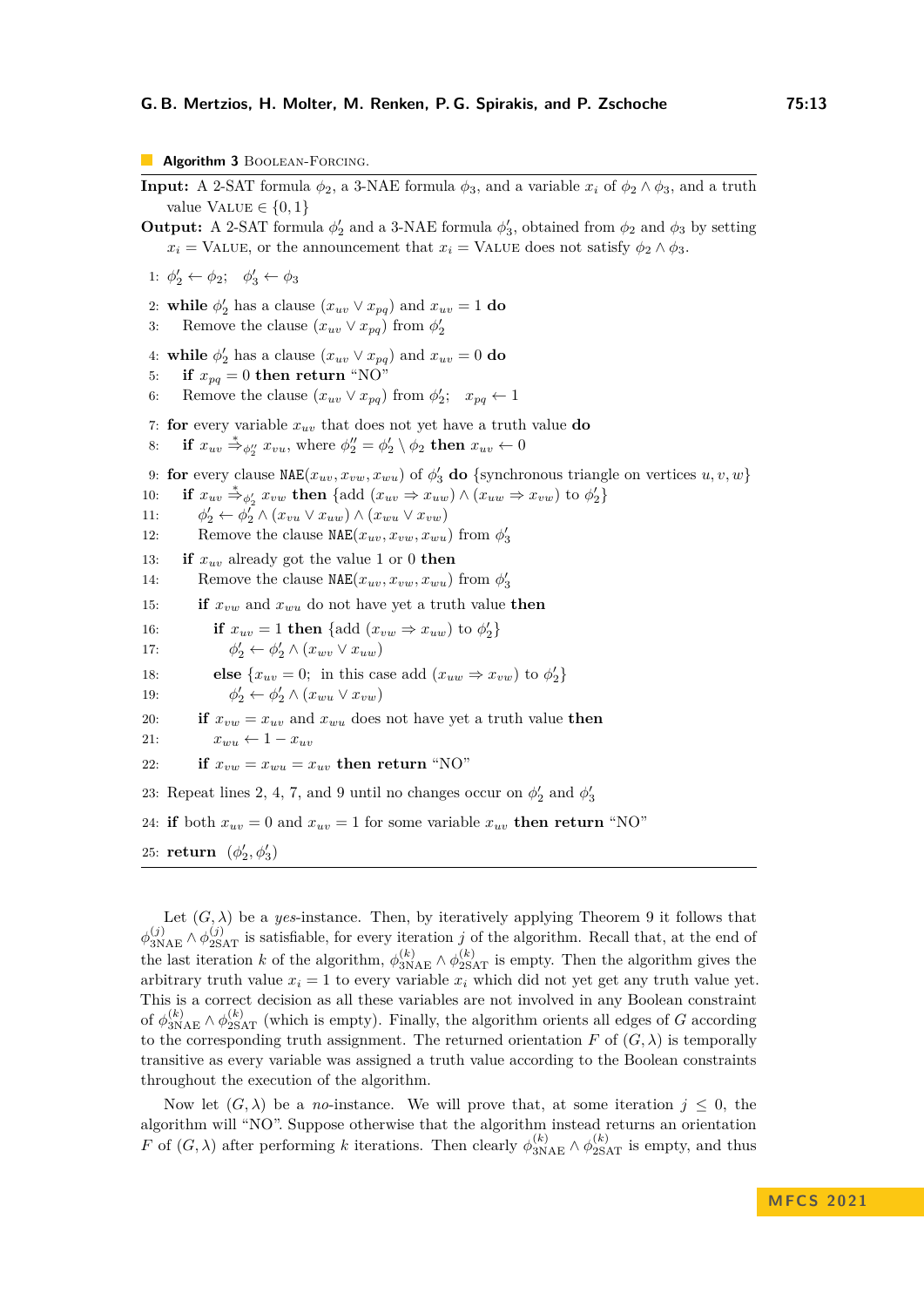**Algorithm 3** Boolean-Forcing.

**Input:** A 2-SAT formula $\phi_2$, a 3-NAE formula $\phi_3$, and a variable $x_i$ of $\phi_2 \wedge \phi_3$, and a truth value Value $\in \{0,1\}$

**Output:** A 2-SAT formula $\phi_2'$ and a 3-NAE formula $\phi_3'$, obtained from $\phi_2$ and $\phi_3$ by setting $x_i =$ Value, or the announcement that $x_i =$ Value does not satisfy $\phi_2 \wedge \phi_3$.

```
1: φ'_2 ← φ_2;   φ'_3 ← φ_3
2: while φ'_2 has a clause (x_uv ∨ x_pq) and x_uv = 1 do
3:     Remove the clause (x_uv ∨ x_pq) from φ'_2
4: while φ'_2 has a clause (x_uv ∨ x_pq) and x_uv = 0 do
5:     if x_pq = 0 then return "NO"
6:     Remove the clause (x_uv ∨ x_pq) from φ'_2;   x_pq ← 1
7: for every variable x_uv that does not yet have a truth value do
8:     if x_uv ⇒*_{φ''_2} x_vu, where φ''_2 = φ'_2 \ φ_2 then x_uv ← 0
9: for every clause NAE(x_uv, x_vw, x_wu) of φ'_3 do {synchronous triangle on vertices u, v, w}
10:    if x_uv ⇒*_{φ'_2} x_vw then {add (x_uv ⇒ x_uw) ∧ (x_uw ⇒ x_vw) to φ'_2}
11:        φ'_2 ← φ'_2 ∧ (x_vu ∨ x_uw) ∧ (x_wu ∨ x_vw)
12:        Remove the clause NAE(x_uv, x_vw, x_wu) from φ'_3
13:    if x_uv already got the value 1 or 0 then
14:        Remove the clause NAE(x_uv, x_vw, x_wu) from φ'_3
15:    if x_vw and x_wu do not have yet a truth value then
16:        if x_uv = 1 then {add (x_vw ⇒ x_uw) to φ'_2}
17:            φ'_2 ← φ'_2 ∧ (x_wv ∨ x_uw)
18:        else {x_uv = 0; in this case add (x_uw ⇒ x_vw) to φ'_2}
19:            φ'_2 ← φ'_2 ∧ (x_wu ∨ x_vw)
20:    if x_vw = x_uv and x_wu does not have yet a truth value then
21:        x_wu ← 1 − x_uv
22:    if x_vw = x_wu = x_uv then return "NO"
23: Repeat lines 2, 4, 7, and 9 until no changes occur on φ'_2 and φ'_3
24: if both x_uv = 0 and x_uv = 1 for some variable x_uv then return "NO"
25: return (φ'_2, φ'_3)
```

Let $(G,\lambda)$ be a *yes*-instance. Then, by iteratively applying Theorem 9 it follows that $\phi_{3\text{NAE}}^{(j)} \wedge \phi_{2\text{SAT}}^{(j)}$ is satisfiable, for every iteration $j$ of the algorithm. Recall that, at the end of the last iteration $k$ of the algorithm, $\phi_{3\text{NAE}}^{(k)} \wedge \phi_{2\text{SAT}}^{(k)}$ is empty. Then the algorithm gives the arbitrary truth value $x_i = 1$ to every variable $x_i$ which did not yet get any truth value yet. This is a correct decision as all these variables are not involved in any Boolean constraint of $\phi_{3\text{NAE}}^{(k)} \wedge \phi_{2\text{SAT}}^{(k)}$ (which is empty). Finally, the algorithm orients all edges of $G$ according to the corresponding truth assignment. The returned orientation $F$ of $(G,\lambda)$ is temporally transitive as every variable was assigned a truth value according to the Boolean constraints throughout the execution of the algorithm.

Now let $(G,\lambda)$ be a *no*-instance. We will prove that, at some iteration $j \leq 0$, the algorithm will "NO". Suppose otherwise that the algorithm instead returns an orientation $F$ of $(G,\lambda)$ after performing $k$ iterations. Then clearly $\phi_{3\text{NAE}}^{(k)} \wedge \phi_{2\text{SAT}}^{(k)}$ is empty, and thus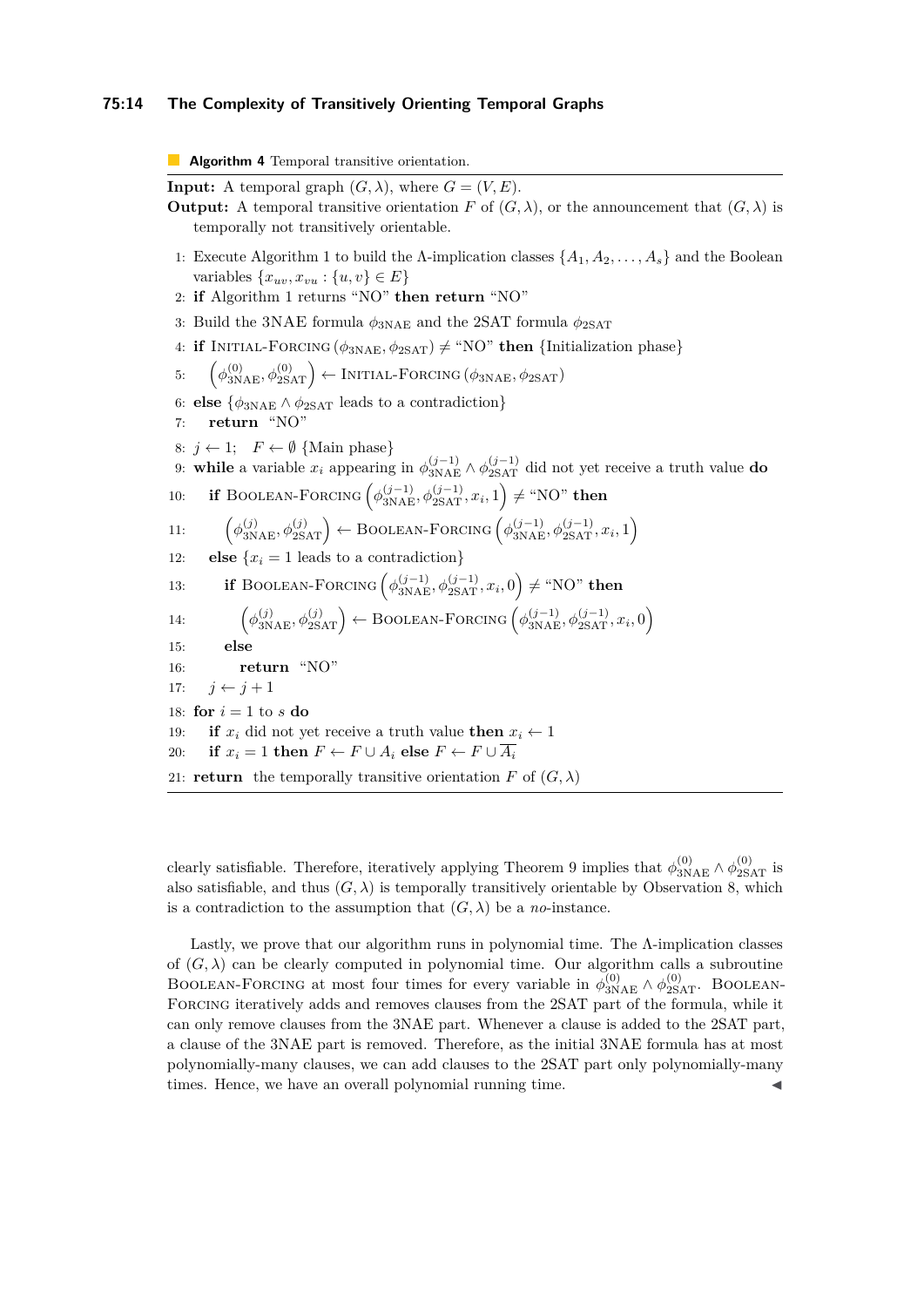**Algorithm 4** Temporal transitive orientation.

**Input:** A temporal graph $(G, \lambda)$, where $G = (V, E)$.

**Output:** A temporal transitive orientation $F$ of $(G, \lambda)$, or the announcement that $(G, \lambda)$ is temporally not transitively orientable.

1: Execute Algorithm 1 to build the $\Lambda$-implication classes $\{A_1, A_2, \ldots, A_s\}$ and the Boolean variables $\{x_{uv}, x_{vu} : \{u, v\} \in E\}$
2: **if** Algorithm 1 returns "NO" **then return** "NO"
3: Build the 3NAE formula $\phi_{3\text{NAE}}$ and the 2SAT formula $\phi_{2\text{SAT}}$
4: **if** Initial-Forcing $(\phi_{3\text{NAE}}, \phi_{2\text{SAT}}) \neq$ "NO" **then** {Initialization phase}
5: $\quad \left(\phi_{3\text{NAE}}^{(0)}, \phi_{2\text{SAT}}^{(0)}\right) \leftarrow$ Initial-Forcing $(\phi_{3\text{NAE}}, \phi_{2\text{SAT}})$
6: **else** {$\phi_{3\text{NAE}} \wedge \phi_{2\text{SAT}}$ leads to a contradiction}
7: $\quad$ **return** "NO"
8: $j \leftarrow 1$; $\quad F \leftarrow \emptyset$ {Main phase}
9: **while** a variable $x_i$ appearing in $\phi_{3\text{NAE}}^{(j-1)} \wedge \phi_{2\text{SAT}}^{(j-1)}$ did not yet receive a truth value **do**
10: $\quad$ **if** Boolean-Forcing $\left(\phi_{3\text{NAE}}^{(j-1)}, \phi_{2\text{SAT}}^{(j-1)}, x_i, 1\right) \neq$ "NO" **then**
11: $\quad\quad \left(\phi_{3\text{NAE}}^{(j)}, \phi_{2\text{SAT}}^{(j)}\right) \leftarrow$ Boolean-Forcing $\left(\phi_{3\text{NAE}}^{(j-1)}, \phi_{2\text{SAT}}^{(j-1)}, x_i, 1\right)$
12: $\quad$ **else** {$x_i = 1$ leads to a contradiction}
13: $\quad\quad$ **if** Boolean-Forcing $\left(\phi_{3\text{NAE}}^{(j-1)}, \phi_{2\text{SAT}}^{(j-1)}, x_i, 0\right) \neq$ "NO" **then**
14: $\quad\quad\quad \left(\phi_{3\text{NAE}}^{(j)}, \phi_{2\text{SAT}}^{(j)}\right) \leftarrow$ Boolean-Forcing $\left(\phi_{3\text{NAE}}^{(j-1)}, \phi_{2\text{SAT}}^{(j-1)}, x_i, 0\right)$
15: $\quad\quad$ **else**
16: $\quad\quad\quad$ **return** "NO"
17: $\quad j \leftarrow j + 1$
18: **for** $i = 1$ to $s$ **do**
19: $\quad$ **if** $x_i$ did not yet receive a truth value **then** $x_i \leftarrow 1$
20: $\quad$ **if** $x_i = 1$ **then** $F \leftarrow F \cup A_i$ **else** $F \leftarrow F \cup \overline{A_i}$
21: **return** the temporally transitive orientation $F$ of $(G, \lambda)$

clearly satisfiable. Therefore, iteratively applying Theorem 9 implies that $\phi_{3\text{NAE}}^{(0)} \wedge \phi_{2\text{SAT}}^{(0)}$ is also satisfiable, and thus $(G, \lambda)$ is temporally transitively orientable by Observation 8, which is a contradiction to the assumption that $(G, \lambda)$ be a *no*-instance.

Lastly, we prove that our algorithm runs in polynomial time. The $\Lambda$-implication classes of $(G, \lambda)$ can be clearly computed in polynomial time. Our algorithm calls a subroutine Boolean-Forcing at most four times for every variable in $\phi_{3\text{NAE}}^{(0)} \wedge \phi_{2\text{SAT}}^{(0)}$. Boolean-Forcing iteratively adds and removes clauses from the 2SAT part of the formula, while it can only remove clauses from the 3NAE part. Whenever a clause is added to the 2SAT part, a clause of the 3NAE part is removed. Therefore, as the initial 3NAE formula has at most polynomially-many clauses, we can add clauses to the 2SAT part only polynomially-many times. Hence, we have an overall polynomial running time. ◀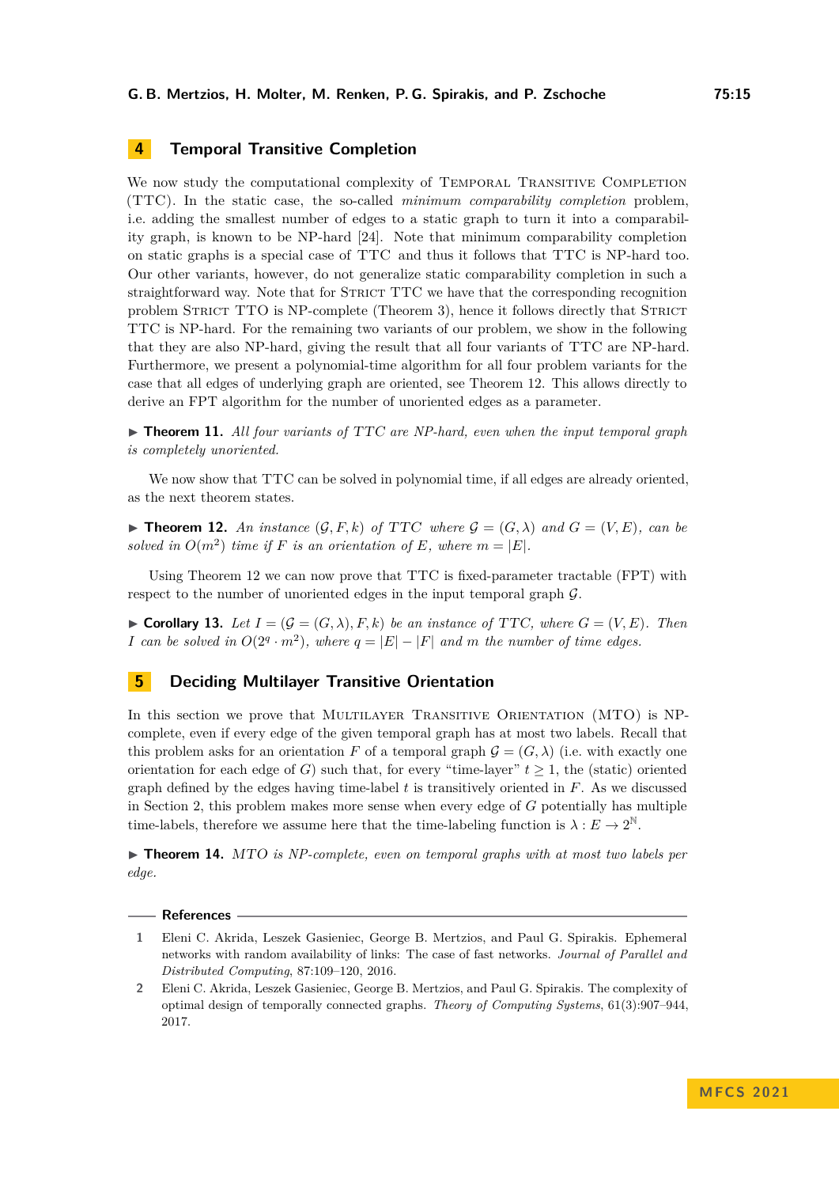## 4 Temporal Transitive Completion

We now study the computational complexity of Temporal Transitive Completion (TTC). In the static case, the so-called *minimum comparability completion* problem, i.e. adding the smallest number of edges to a static graph to turn it into a comparability graph, is known to be NP-hard [24]. Note that minimum comparability completion on static graphs is a special case of TTC and thus it follows that TTC is NP-hard too. Our other variants, however, do not generalize static comparability completion in such a straightforward way. Note that for Strict TTC we have that the corresponding recognition problem Strict TTO is NP-complete (Theorem 3), hence it follows directly that Strict TTC is NP-hard. For the remaining two variants of our problem, we show in the following that they are also NP-hard, giving the result that all four variants of TTC are NP-hard. Furthermore, we present a polynomial-time algorithm for all four problem variants for the case that all edges of underlying graph are oriented, see Theorem 12. This allows directly to derive an FPT algorithm for the number of unoriented edges as a parameter.

▶ **Theorem 11.** *All four variants of TTC are NP-hard, even when the input temporal graph is completely unoriented.*

We now show that TTC can be solved in polynomial time, if all edges are already oriented, as the next theorem states.

▶ **Theorem 12.** *An instance $(\mathcal{G}, F, k)$ of TTC where $\mathcal{G} = (G, \lambda)$ and $G = (V, E)$, can be solved in $O(m^2)$ time if $F$ is an orientation of $E$, where $m = |E|$.*

Using Theorem 12 we can now prove that TTC is fixed-parameter tractable (FPT) with respect to the number of unoriented edges in the input temporal graph $\mathcal{G}$.

▶ **Corollary 13.** *Let $I = (\mathcal{G} = (G, \lambda), F, k)$ be an instance of TTC, where $G = (V, E)$. Then $I$ can be solved in $O(2^q \cdot m^2)$, where $q = |E| - |F|$ and $m$ the number of time edges.*

## 5 Deciding Multilayer Transitive Orientation

In this section we prove that Multilayer Transitive Orientation (MTO) is NP-complete, even if every edge of the given temporal graph has at most two labels. Recall that this problem asks for an orientation $F$ of a temporal graph $\mathcal{G} = (G, \lambda)$ (i.e. with exactly one orientation for each edge of $G$) such that, for every "time-layer" $t \geq 1$, the (static) oriented graph defined by the edges having time-label $t$ is transitively oriented in $F$. As we discussed in Section 2, this problem makes more sense when every edge of $G$ potentially has multiple time-labels, therefore we assume here that the time-labeling function is $\lambda : E \to 2^{\mathbb{N}}$.

▶ **Theorem 14.** *MTO is NP-complete, even on temporal graphs with at most two labels per edge.*

## References

1. Eleni C. Akrida, Leszek Gasieniec, George B. Mertzios, and Paul G. Spirakis. Ephemeral networks with random availability of links: The case of fast networks. *Journal of Parallel and Distributed Computing*, 87:109–120, 2016.
2. Eleni C. Akrida, Leszek Gasieniec, George B. Mertzios, and Paul G. Spirakis. The complexity of optimal design of temporally connected graphs. *Theory of Computing Systems*, 61(3):907–944, 2017.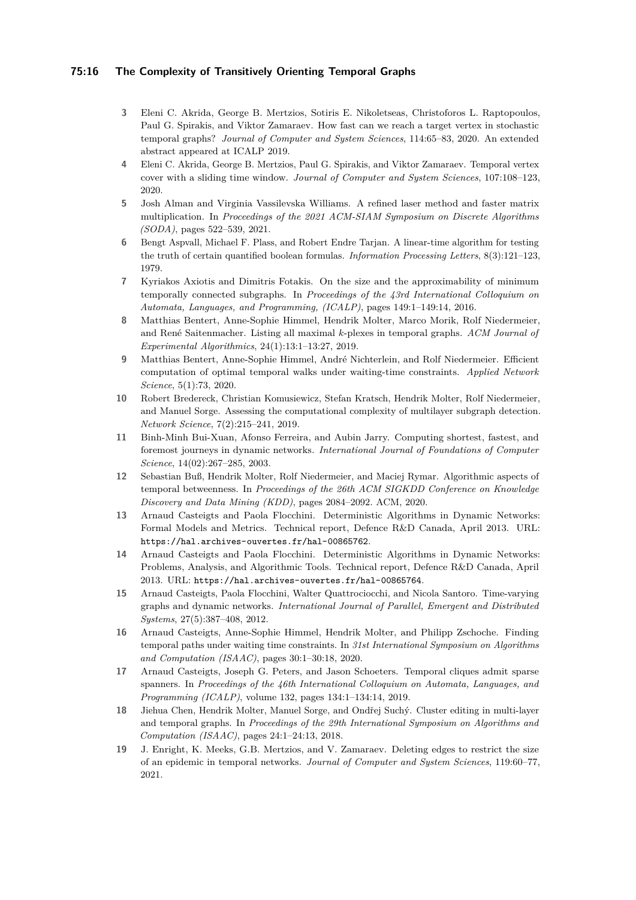3. Eleni C. Akrida, George B. Mertzios, Sotiris E. Nikoletseas, Christoforos L. Raptopoulos, Paul G. Spirakis, and Viktor Zamaraev. How fast can we reach a target vertex in stochastic temporal graphs? *Journal of Computer and System Sciences*, 114:65–83, 2020. An extended abstract appeared at ICALP 2019.
4. Eleni C. Akrida, George B. Mertzios, Paul G. Spirakis, and Viktor Zamaraev. Temporal vertex cover with a sliding time window. *Journal of Computer and System Sciences*, 107:108–123, 2020.
5. Josh Alman and Virginia Vassilevska Williams. A refined laser method and faster matrix multiplication. In *Proceedings of the 2021 ACM-SIAM Symposium on Discrete Algorithms (SODA)*, pages 522–539, 2021.
6. Bengt Aspvall, Michael F. Plass, and Robert Endre Tarjan. A linear-time algorithm for testing the truth of certain quantified boolean formulas. *Information Processing Letters*, 8(3):121–123, 1979.
7. Kyriakos Axiotis and Dimitris Fotakis. On the size and the approximability of minimum temporally connected subgraphs. In *Proceedings of the 43rd International Colloquium on Automata, Languages, and Programming, (ICALP)*, pages 149:1–149:14, 2016.
8. Matthias Bentert, Anne-Sophie Himmel, Hendrik Molter, Marco Morik, Rolf Niedermeier, and René Saitenmacher. Listing all maximal $k$-plexes in temporal graphs. *ACM Journal of Experimental Algorithmics*, 24(1):13:1–13:27, 2019.
9. Matthias Bentert, Anne-Sophie Himmel, André Nichterlein, and Rolf Niedermeier. Efficient computation of optimal temporal walks under waiting-time constraints. *Applied Network Science*, 5(1):73, 2020.
10. Robert Bredereck, Christian Komusiewicz, Stefan Kratsch, Hendrik Molter, Rolf Niedermeier, and Manuel Sorge. Assessing the computational complexity of multilayer subgraph detection. *Network Science*, 7(2):215–241, 2019.
11. Binh-Minh Bui-Xuan, Afonso Ferreira, and Aubin Jarry. Computing shortest, fastest, and foremost journeys in dynamic networks. *International Journal of Foundations of Computer Science*, 14(02):267–285, 2003.
12. Sebastian Buß, Hendrik Molter, Rolf Niedermeier, and Maciej Rymar. Algorithmic aspects of temporal betweenness. In *Proceedings of the 26th ACM SIGKDD Conference on Knowledge Discovery and Data Mining (KDD)*, pages 2084–2092. ACM, 2020.
13. Arnaud Casteigts and Paola Flocchini. Deterministic Algorithms in Dynamic Networks: Formal Models and Metrics. Technical report, Defence R&D Canada, April 2013. URL: https://hal.archives-ouvertes.fr/hal-00865762.
14. Arnaud Casteigts and Paola Flocchini. Deterministic Algorithms in Dynamic Networks: Problems, Analysis, and Algorithmic Tools. Technical report, Defence R&D Canada, April 2013. URL: https://hal.archives-ouvertes.fr/hal-00865764.
15. Arnaud Casteigts, Paola Flocchini, Walter Quattrociocchi, and Nicola Santoro. Time-varying graphs and dynamic networks. *International Journal of Parallel, Emergent and Distributed Systems*, 27(5):387–408, 2012.
16. Arnaud Casteigts, Anne-Sophie Himmel, Hendrik Molter, and Philipp Zschoche. Finding temporal paths under waiting time constraints. In *31st International Symposium on Algorithms and Computation (ISAAC)*, pages 30:1–30:18, 2020.
17. Arnaud Casteigts, Joseph G. Peters, and Jason Schoeters. Temporal cliques admit sparse spanners. In *Proceedings of the 46th International Colloquium on Automata, Languages, and Programming (ICALP)*, volume 132, pages 134:1–134:14, 2019.
18. Jiehua Chen, Hendrik Molter, Manuel Sorge, and Ondřej Suchý. Cluster editing in multi-layer and temporal graphs. In *Proceedings of the 29th International Symposium on Algorithms and Computation (ISAAC)*, pages 24:1–24:13, 2018.
19. J. Enright, K. Meeks, G.B. Mertzios, and V. Zamaraev. Deleting edges to restrict the size of an epidemic in temporal networks. *Journal of Computer and System Sciences*, 119:60–77, 2021.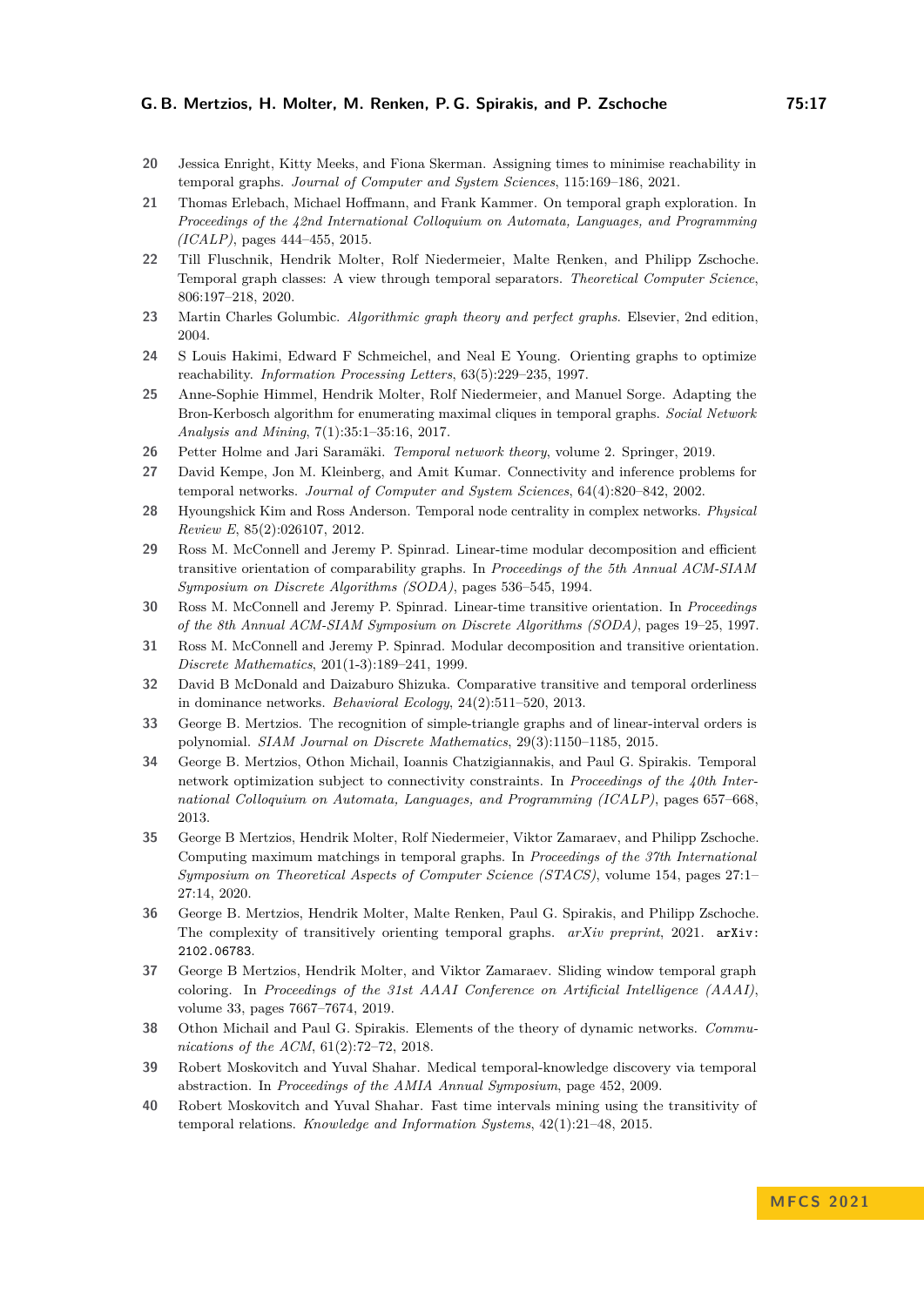20 Jessica Enright, Kitty Meeks, and Fiona Skerman. Assigning times to minimise reachability in temporal graphs. *Journal of Computer and System Sciences*, 115:169–186, 2021.

21 Thomas Erlebach, Michael Hoffmann, and Frank Kammer. On temporal graph exploration. In *Proceedings of the 42nd International Colloquium on Automata, Languages, and Programming (ICALP)*, pages 444–455, 2015.

22 Till Fluschnik, Hendrik Molter, Rolf Niedermeier, Malte Renken, and Philipp Zschoche. Temporal graph classes: A view through temporal separators. *Theoretical Computer Science*, 806:197–218, 2020.

23 Martin Charles Golumbic. *Algorithmic graph theory and perfect graphs*. Elsevier, 2nd edition, 2004.

24 S Louis Hakimi, Edward F Schmeichel, and Neal E Young. Orienting graphs to optimize reachability. *Information Processing Letters*, 63(5):229–235, 1997.

25 Anne-Sophie Himmel, Hendrik Molter, Rolf Niedermeier, and Manuel Sorge. Adapting the Bron-Kerbosch algorithm for enumerating maximal cliques in temporal graphs. *Social Network Analysis and Mining*, 7(1):35:1–35:16, 2017.

26 Petter Holme and Jari Saramäki. *Temporal network theory*, volume 2. Springer, 2019.

27 David Kempe, Jon M. Kleinberg, and Amit Kumar. Connectivity and inference problems for temporal networks. *Journal of Computer and System Sciences*, 64(4):820–842, 2002.

28 Hyoungshick Kim and Ross Anderson. Temporal node centrality in complex networks. *Physical Review E*, 85(2):026107, 2012.

29 Ross M. McConnell and Jeremy P. Spinrad. Linear-time modular decomposition and efficient transitive orientation of comparability graphs. In *Proceedings of the 5th Annual ACM-SIAM Symposium on Discrete Algorithms (SODA)*, pages 536–545, 1994.

30 Ross M. McConnell and Jeremy P. Spinrad. Linear-time transitive orientation. In *Proceedings of the 8th Annual ACM-SIAM Symposium on Discrete Algorithms (SODA)*, pages 19–25, 1997.

31 Ross M. McConnell and Jeremy P. Spinrad. Modular decomposition and transitive orientation. *Discrete Mathematics*, 201(1-3):189–241, 1999.

32 David B McDonald and Daizaburo Shizuka. Comparative transitive and temporal orderliness in dominance networks. *Behavioral Ecology*, 24(2):511–520, 2013.

33 George B. Mertzios. The recognition of simple-triangle graphs and of linear-interval orders is polynomial. *SIAM Journal on Discrete Mathematics*, 29(3):1150–1185, 2015.

34 George B. Mertzios, Othon Michail, Ioannis Chatzigiannakis, and Paul G. Spirakis. Temporal network optimization subject to connectivity constraints. In *Proceedings of the 40th International Colloquium on Automata, Languages, and Programming (ICALP)*, pages 657–668, 2013.

35 George B Mertzios, Hendrik Molter, Rolf Niedermeier, Viktor Zamaraev, and Philipp Zschoche. Computing maximum matchings in temporal graphs. In *Proceedings of the 37th International Symposium on Theoretical Aspects of Computer Science (STACS)*, volume 154, pages 27:1–27:14, 2020.

36 George B. Mertzios, Hendrik Molter, Malte Renken, Paul G. Spirakis, and Philipp Zschoche. The complexity of transitively orienting temporal graphs. *arXiv preprint*, 2021. `arXiv:2102.06783`.

37 George B Mertzios, Hendrik Molter, and Viktor Zamaraev. Sliding window temporal graph coloring. In *Proceedings of the 31st AAAI Conference on Artificial Intelligence (AAAI)*, volume 33, pages 7667–7674, 2019.

38 Othon Michail and Paul G. Spirakis. Elements of the theory of dynamic networks. *Communications of the ACM*, 61(2):72–72, 2018.

39 Robert Moskovitch and Yuval Shahar. Medical temporal-knowledge discovery via temporal abstraction. In *Proceedings of the AMIA Annual Symposium*, page 452, 2009.

40 Robert Moskovitch and Yuval Shahar. Fast time intervals mining using the transitivity of temporal relations. *Knowledge and Information Systems*, 42(1):21–48, 2015.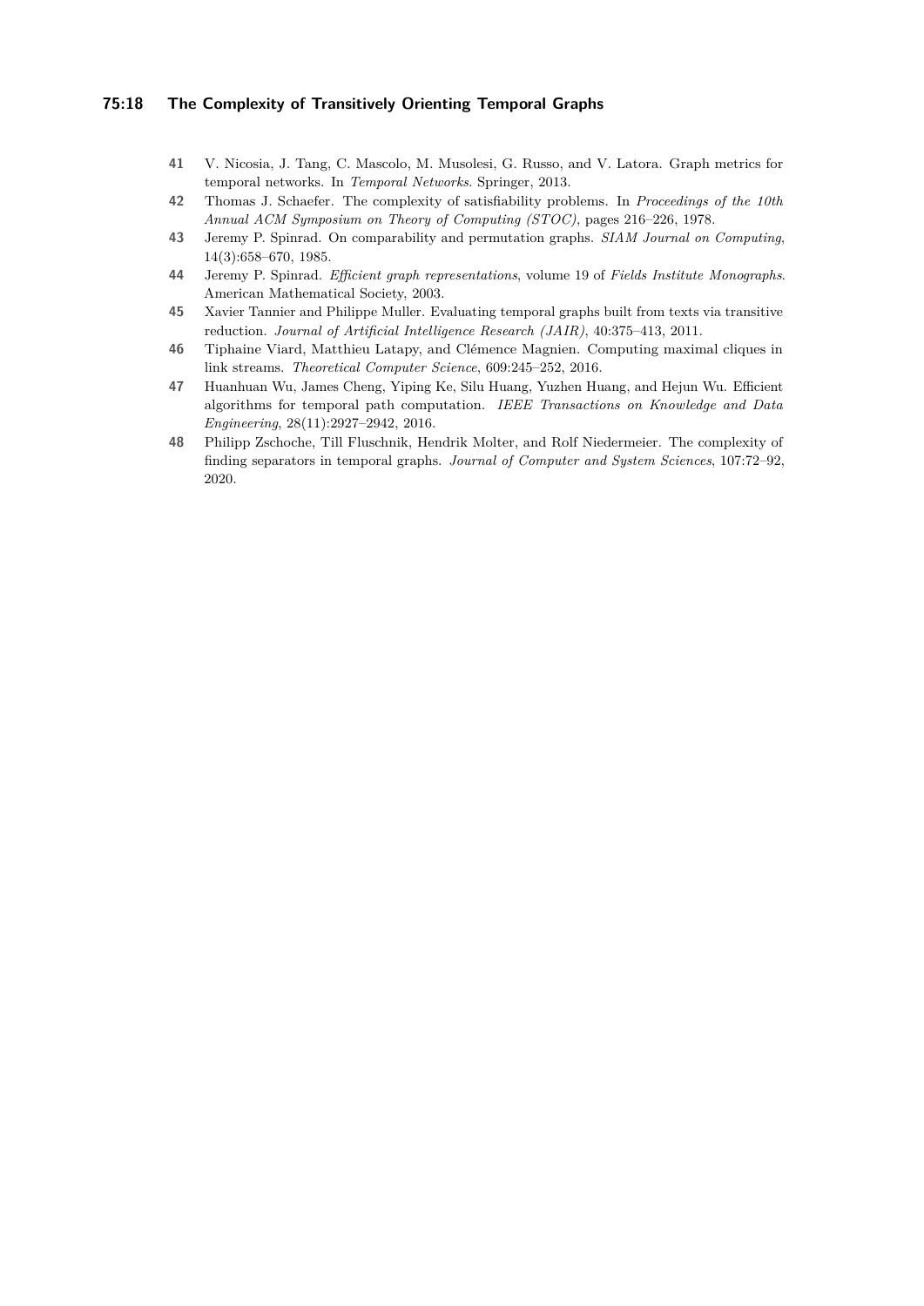41 V. Nicosia, J. Tang, C. Mascolo, M. Musolesi, G. Russo, and V. Latora. Graph metrics for temporal networks. In *Temporal Networks*. Springer, 2013.

42 Thomas J. Schaefer. The complexity of satisfiability problems. In *Proceedings of the 10th Annual ACM Symposium on Theory of Computing (STOC)*, pages 216–226, 1978.

43 Jeremy P. Spinrad. On comparability and permutation graphs. *SIAM Journal on Computing*, 14(3):658–670, 1985.

44 Jeremy P. Spinrad. *Efficient graph representations*, volume 19 of *Fields Institute Monographs*. American Mathematical Society, 2003.

45 Xavier Tannier and Philippe Muller. Evaluating temporal graphs built from texts via transitive reduction. *Journal of Artificial Intelligence Research (JAIR)*, 40:375–413, 2011.

46 Tiphaine Viard, Matthieu Latapy, and Clémence Magnien. Computing maximal cliques in link streams. *Theoretical Computer Science*, 609:245–252, 2016.

47 Huanhuan Wu, James Cheng, Yiping Ke, Silu Huang, Yuzhen Huang, and Hejun Wu. Efficient algorithms for temporal path computation. *IEEE Transactions on Knowledge and Data Engineering*, 28(11):2927–2942, 2016.

48 Philipp Zschoche, Till Fluschnik, Hendrik Molter, and Rolf Niedermeier. The complexity of finding separators in temporal graphs. *Journal of Computer and System Sciences*, 107:72–92, 2020.